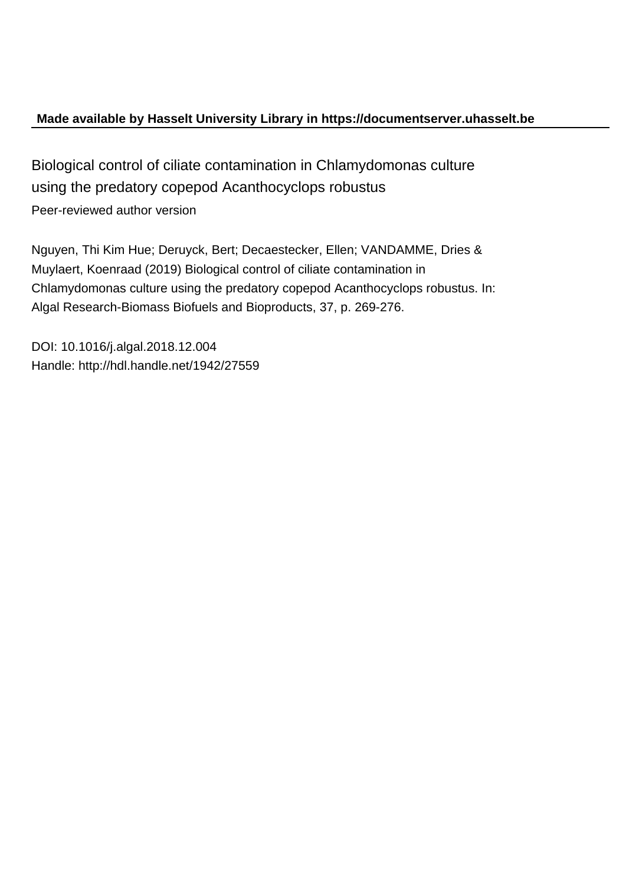**Made available by Hasselt University Library in https://documentserver.uhasselt.be**

Biological control of ciliate contamination in Chlamydomonas culture using the predatory copepod Acanthocyclops robustus

Peer-reviewed author version

Nguyen, Thi Kim Hue; Deruyck, Bert; Decaestecker, Ellen; VANDAMME, Dries & Muylaert, Koenraad (2019) Biological control of ciliate contamination in Chlamydomonas culture using the predatory copepod Acanthocyclops robustus. In: Algal Research-Biomass Biofuels and Bioproducts, 37, p. 269-276.

DOI: 10.1016/j.algal.2018.12.004
Handle: http://hdl.handle.net/1942/27559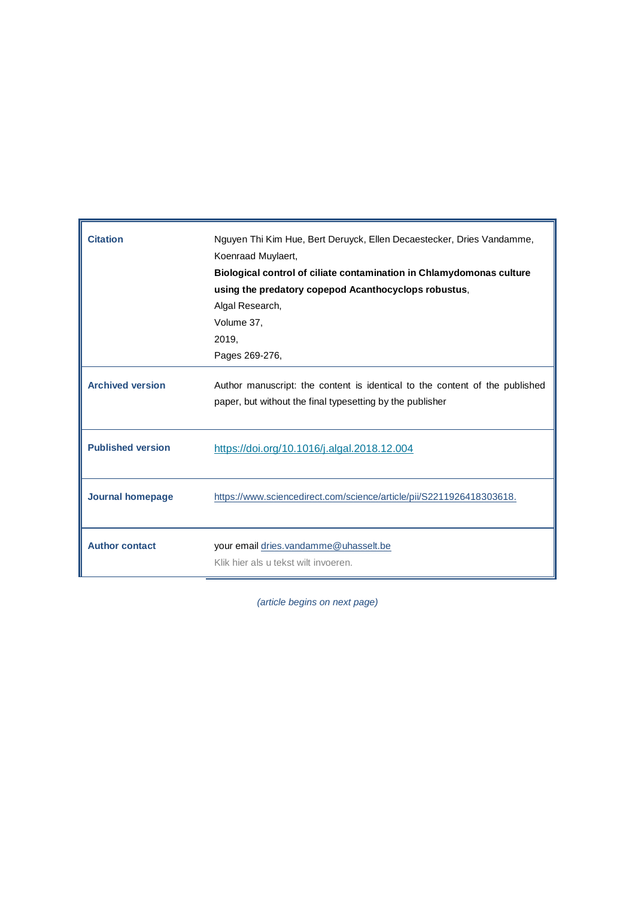| | |
|---|---|
| **Citation** | Nguyen Thi Kim Hue, Bert Deruyck, Ellen Decaestecker, Dries Vandamme, Koenraad Muylaert,<br>**Biological control of ciliate contamination in Chlamydomonas culture using the predatory copepod Acanthocyclops robustus**,<br>Algal Research,<br>Volume 37,<br>2019,<br>Pages 269-276, |
| **Archived version** | Author manuscript: the content is identical to the content of the published paper, but without the final typesetting by the publisher |
| **Published version** | https://doi.org/10.1016/j.algal.2018.12.004 |
| **Journal homepage** | https://www.sciencedirect.com/science/article/pii/S2211926418303618. |
| **Author contact** | your email dries.vandamme@uhasselt.be<br>Klik hier als u tekst wilt invoeren. |

*(article begins on next page)*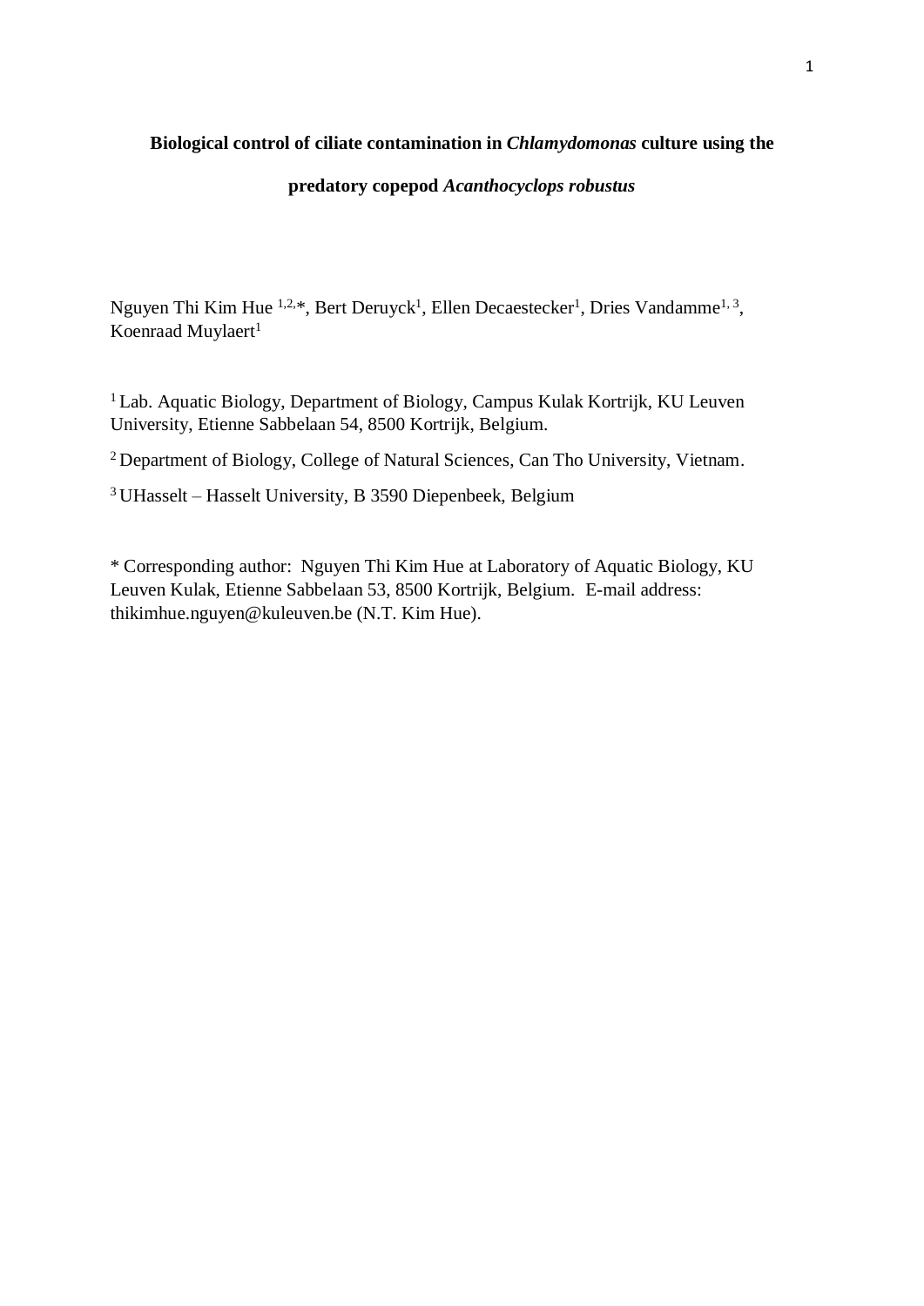**Biological control of ciliate contamination in *Chlamydomonas* culture using the predatory copepod *Acanthocyclops robustus***

Nguyen Thi Kim Hue [1,2,*], Bert Deruyck[1], Ellen Decaestecker[1], Dries Vandamme[1,3], Koenraad Muylaert[1]

[1] Lab. Aquatic Biology, Department of Biology, Campus Kulak Kortrijk, KU Leuven University, Etienne Sabbelaan 54, 8500 Kortrijk, Belgium.

[2] Department of Biology, College of Natural Sciences, Can Tho University, Vietnam.

[3] UHasselt – Hasselt University, B 3590 Diepenbeek, Belgium

\* Corresponding author: Nguyen Thi Kim Hue at Laboratory of Aquatic Biology, KU Leuven Kulak, Etienne Sabbelaan 53, 8500 Kortrijk, Belgium. E-mail address: thikimhue.nguyen@kuleuven.be (N.T. Kim Hue).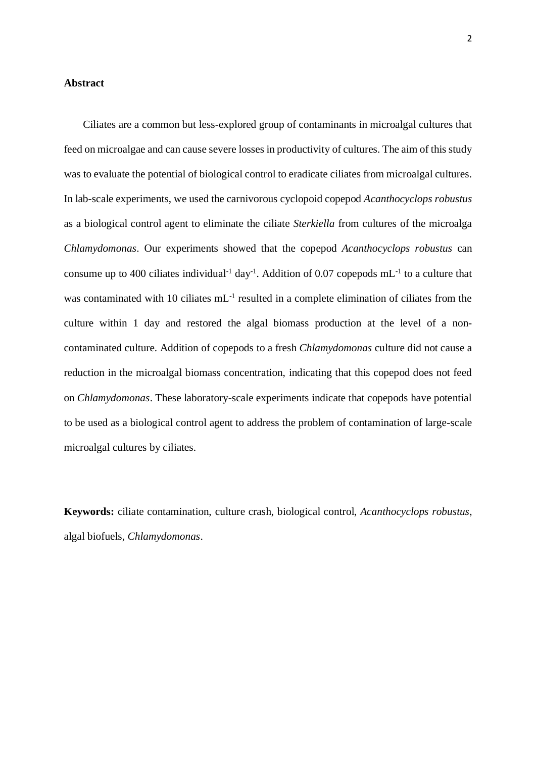## Abstract

Ciliates are a common but less-explored group of contaminants in microalgal cultures that feed on microalgae and can cause severe losses in productivity of cultures. The aim of this study was to evaluate the potential of biological control to eradicate ciliates from microalgal cultures. In lab-scale experiments, we used the carnivorous cyclopoid copepod *Acanthocyclops robustus* as a biological control agent to eliminate the ciliate *Sterkiella* from cultures of the microalga *Chlamydomonas*. Our experiments showed that the copepod *Acanthocyclops robustus* can consume up to 400 ciliates individual$^{-1}$ day$^{-1}$. Addition of 0.07 copepods mL$^{-1}$ to a culture that was contaminated with 10 ciliates mL$^{-1}$ resulted in a complete elimination of ciliates from the culture within 1 day and restored the algal biomass production at the level of a non-contaminated culture. Addition of copepods to a fresh *Chlamydomonas* culture did not cause a reduction in the microalgal biomass concentration, indicating that this copepod does not feed on *Chlamydomonas*. These laboratory-scale experiments indicate that copepods have potential to be used as a biological control agent to address the problem of contamination of large-scale microalgal cultures by ciliates.

**Keywords:** ciliate contamination, culture crash, biological control, *Acanthocyclops robustus*, algal biofuels, *Chlamydomonas*.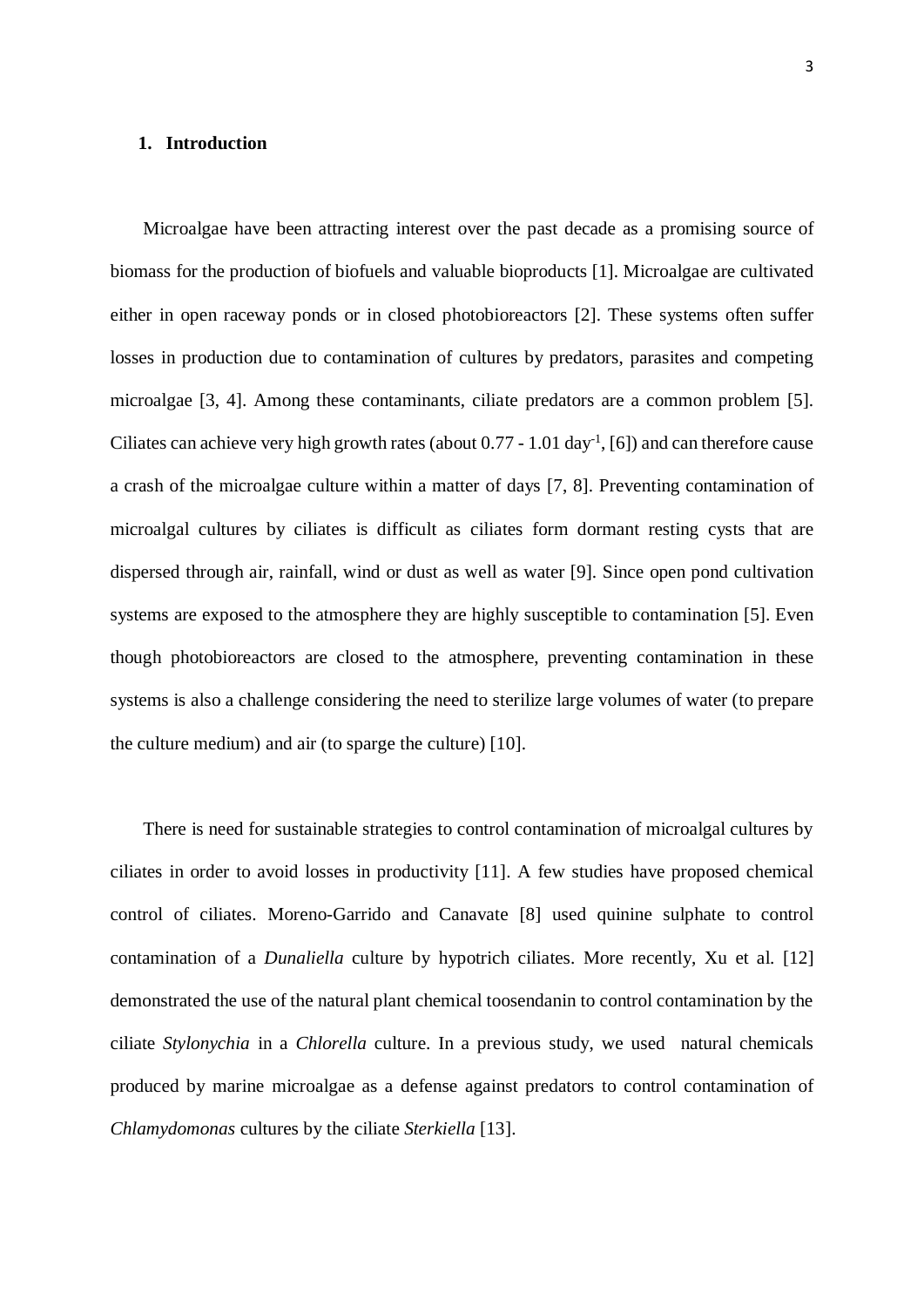## 1. Introduction

Microalgae have been attracting interest over the past decade as a promising source of biomass for the production of biofuels and valuable bioproducts [1]. Microalgae are cultivated either in open raceway ponds or in closed photobioreactors [2]. These systems often suffer losses in production due to contamination of cultures by predators, parasites and competing microalgae [3, 4]. Among these contaminants, ciliate predators are a common problem [5]. Ciliates can achieve very high growth rates (about 0.77 - 1.01 day$^{-1}$, [6]) and can therefore cause a crash of the microalgae culture within a matter of days [7, 8]. Preventing contamination of microalgal cultures by ciliates is difficult as ciliates form dormant resting cysts that are dispersed through air, rainfall, wind or dust as well as water [9]. Since open pond cultivation systems are exposed to the atmosphere they are highly susceptible to contamination [5]. Even though photobioreactors are closed to the atmosphere, preventing contamination in these systems is also a challenge considering the need to sterilize large volumes of water (to prepare the culture medium) and air (to sparge the culture) [10].

There is need for sustainable strategies to control contamination of microalgal cultures by ciliates in order to avoid losses in productivity [11]. A few studies have proposed chemical control of ciliates. Moreno-Garrido and Canavate [8] used quinine sulphate to control contamination of a *Dunaliella* culture by hypotrich ciliates. More recently, Xu et al. [12] demonstrated the use of the natural plant chemical toosendanin to control contamination by the ciliate *Stylonychia* in a *Chlorella* culture. In a previous study, we used natural chemicals produced by marine microalgae as a defense against predators to control contamination of *Chlamydomonas* cultures by the ciliate *Sterkiella* [13].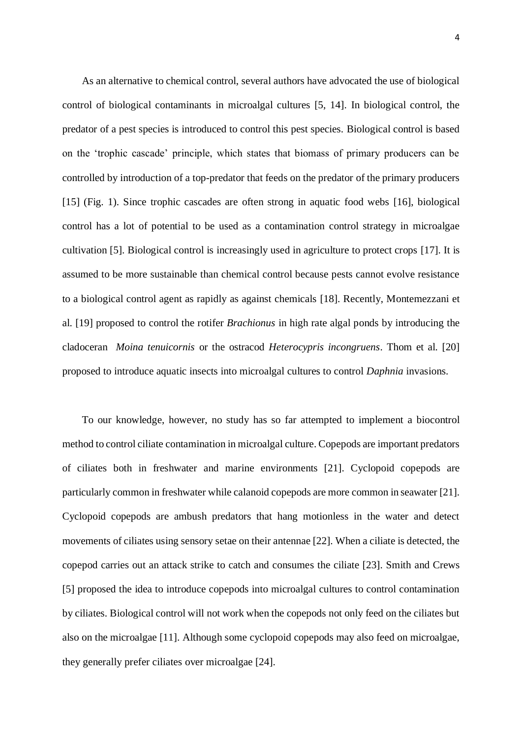As an alternative to chemical control, several authors have advocated the use of biological control of biological contaminants in microalgal cultures [5, 14]. In biological control, the predator of a pest species is introduced to control this pest species. Biological control is based on the 'trophic cascade' principle, which states that biomass of primary producers can be controlled by introduction of a top-predator that feeds on the predator of the primary producers [15] (Fig. 1). Since trophic cascades are often strong in aquatic food webs [16], biological control has a lot of potential to be used as a contamination control strategy in microalgae cultivation [5]. Biological control is increasingly used in agriculture to protect crops [17]. It is assumed to be more sustainable than chemical control because pests cannot evolve resistance to a biological control agent as rapidly as against chemicals [18]. Recently, Montemezzani et al. [19] proposed to control the rotifer *Brachionus* in high rate algal ponds by introducing the cladoceran *Moina tenuicornis* or the ostracod *Heterocypris incongruens*. Thom et al. [20] proposed to introduce aquatic insects into microalgal cultures to control *Daphnia* invasions.

To our knowledge, however, no study has so far attempted to implement a biocontrol method to control ciliate contamination in microalgal culture. Copepods are important predators of ciliates both in freshwater and marine environments [21]. Cyclopoid copepods are particularly common in freshwater while calanoid copepods are more common in seawater [21]. Cyclopoid copepods are ambush predators that hang motionless in the water and detect movements of ciliates using sensory setae on their antennae [22]. When a ciliate is detected, the copepod carries out an attack strike to catch and consumes the ciliate [23]. Smith and Crews [5] proposed the idea to introduce copepods into microalgal cultures to control contamination by ciliates. Biological control will not work when the copepods not only feed on the ciliates but also on the microalgae [11]. Although some cyclopoid copepods may also feed on microalgae, they generally prefer ciliates over microalgae [24].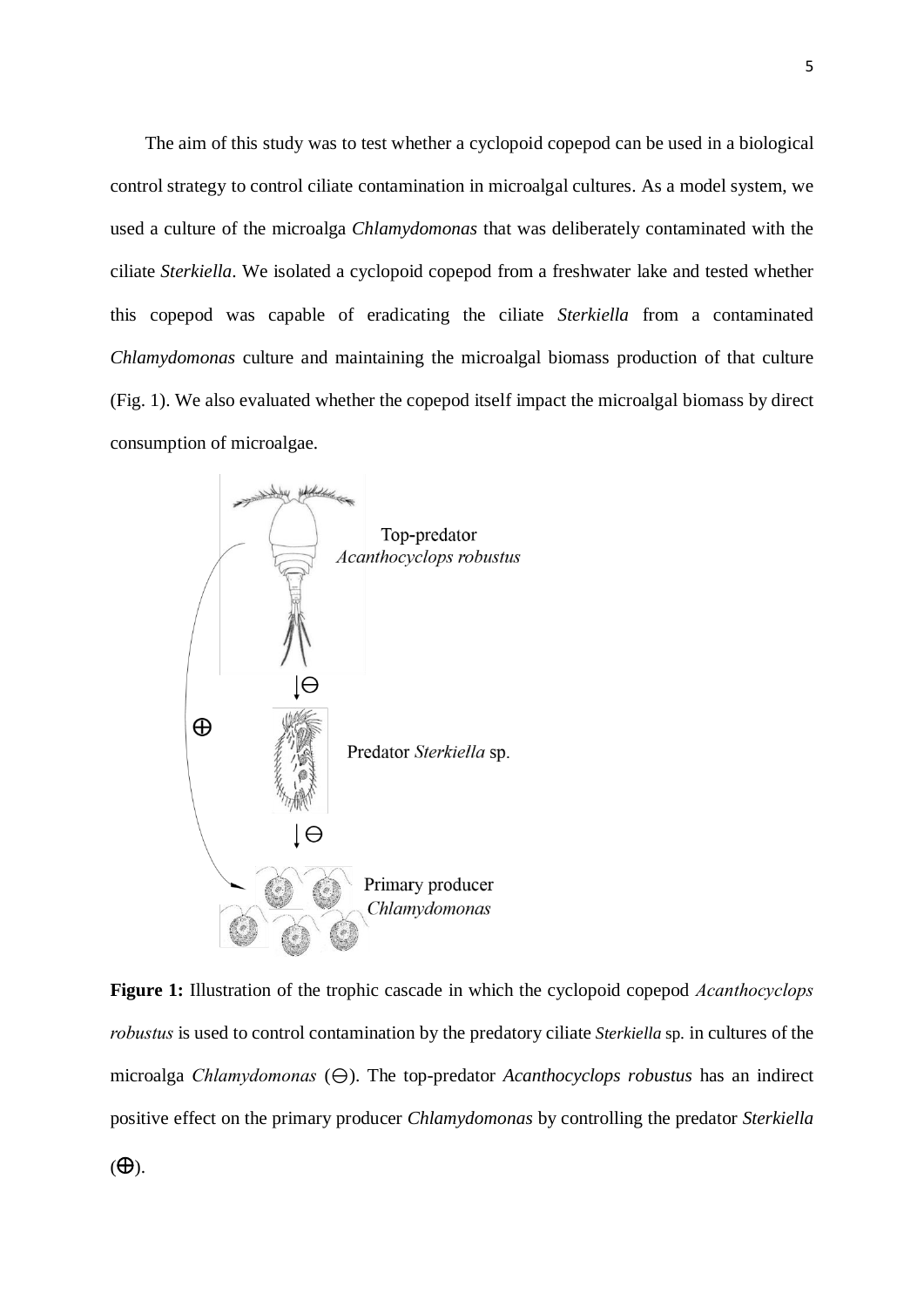The aim of this study was to test whether a cyclopoid copepod can be used in a biological control strategy to control ciliate contamination in microalgal cultures. As a model system, we used a culture of the microalga *Chlamydomonas* that was deliberately contaminated with the ciliate *Sterkiella*. We isolated a cyclopoid copepod from a freshwater lake and tested whether this copepod was capable of eradicating the ciliate *Sterkiella* from a contaminated *Chlamydomonas* culture and maintaining the microalgal biomass production of that culture (Fig. 1). We also evaluated whether the copepod itself impact the microalgal biomass by direct consumption of microalgae.

**Figure 1:** Illustration of the trophic cascade in which the cyclopoid copepod *Acanthocyclops robustus* is used to control contamination by the predatory ciliate *Sterkiella* sp. in cultures of the microalga *Chlamydomonas* (⊖). The top-predator *Acanthocyclops robustus* has an indirect positive effect on the primary producer *Chlamydomonas* by controlling the predator *Sterkiella* (⊕).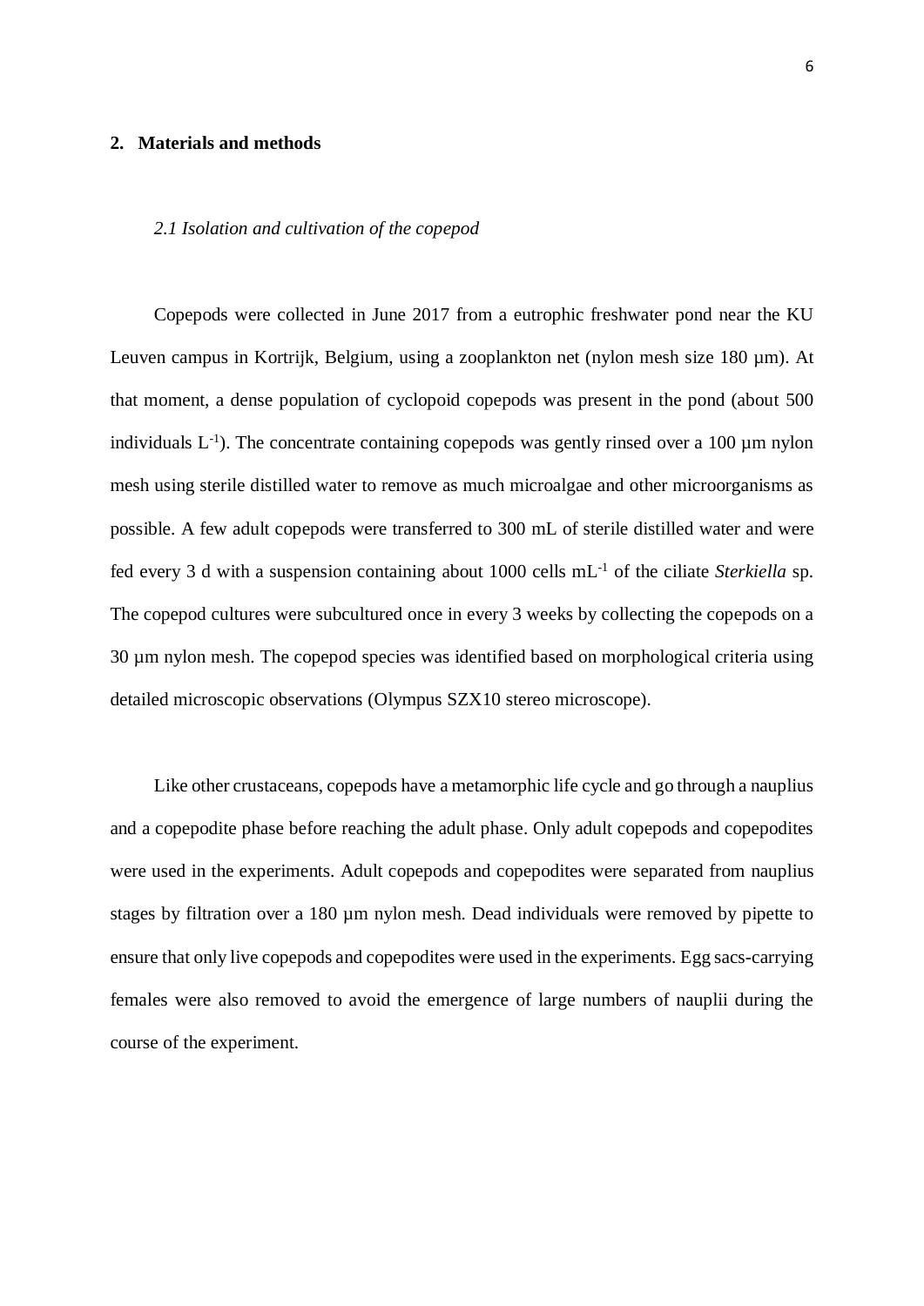## 2. Materials and methods

### *2.1 Isolation and cultivation of the copepod*

Copepods were collected in June 2017 from a eutrophic freshwater pond near the KU Leuven campus in Kortrijk, Belgium, using a zooplankton net (nylon mesh size 180 µm). At that moment, a dense population of cyclopoid copepods was present in the pond (about 500 individuals $L^{-1}$). The concentrate containing copepods was gently rinsed over a 100 µm nylon mesh using sterile distilled water to remove as much microalgae and other microorganisms as possible. A few adult copepods were transferred to 300 mL of sterile distilled water and were fed every 3 d with a suspension containing about 1000 cells $mL^{-1}$ of the ciliate *Sterkiella* sp. The copepod cultures were subcultured once in every 3 weeks by collecting the copepods on a 30 µm nylon mesh. The copepod species was identified based on morphological criteria using detailed microscopic observations (Olympus SZX10 stereo microscope).

Like other crustaceans, copepods have a metamorphic life cycle and go through a nauplius and a copepodite phase before reaching the adult phase. Only adult copepods and copepodites were used in the experiments. Adult copepods and copepodites were separated from nauplius stages by filtration over a 180 µm nylon mesh. Dead individuals were removed by pipette to ensure that only live copepods and copepodites were used in the experiments. Egg sacs-carrying females were also removed to avoid the emergence of large numbers of nauplii during the course of the experiment.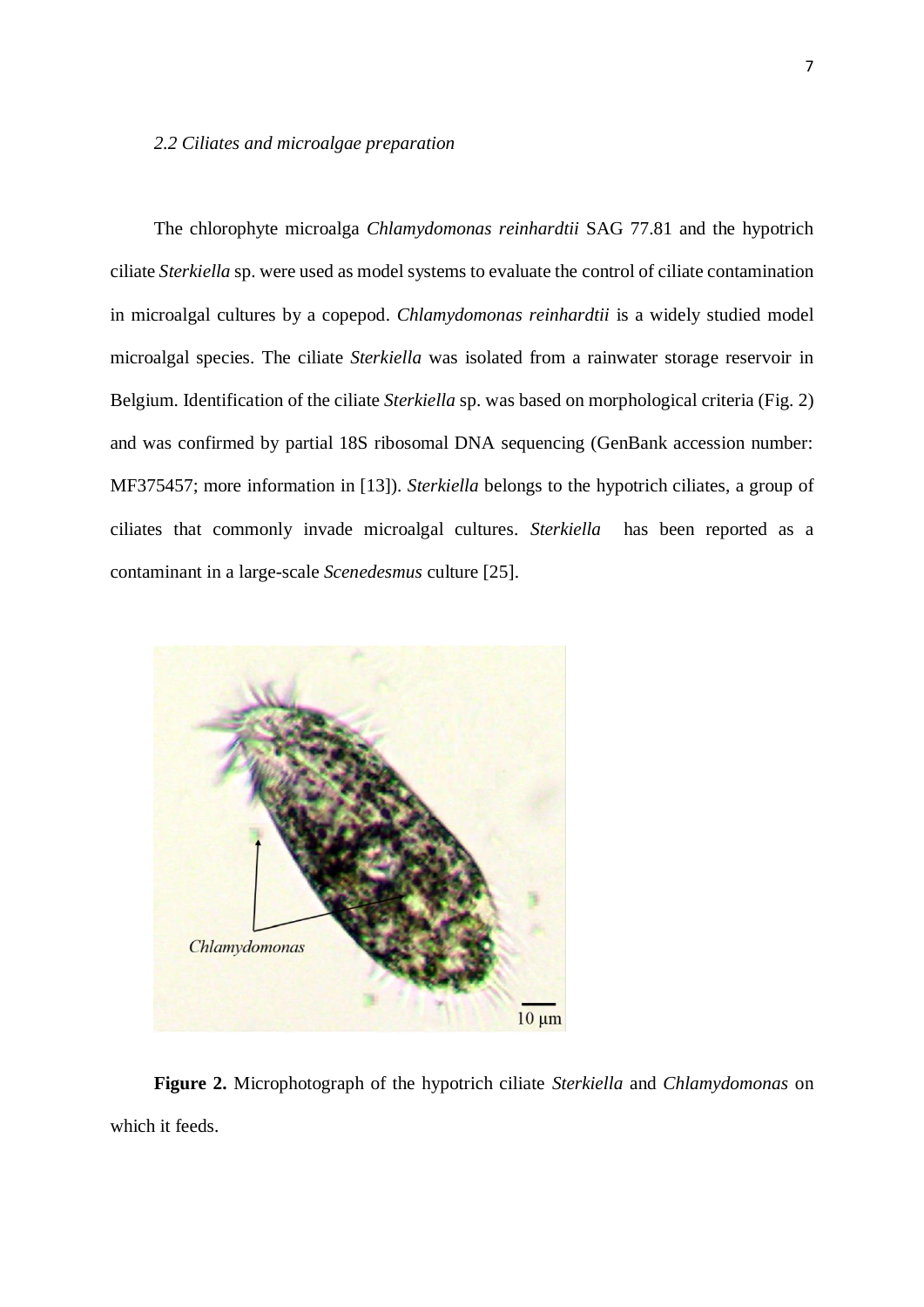*2.2 Ciliates and microalgae preparation*

The chlorophyte microalga *Chlamydomonas reinhardtii* SAG 77.81 and the hypotrich ciliate *Sterkiella* sp. were used as model systems to evaluate the control of ciliate contamination in microalgal cultures by a copepod. *Chlamydomonas reinhardtii* is a widely studied model microalgal species. The ciliate *Sterkiella* was isolated from a rainwater storage reservoir in Belgium. Identification of the ciliate *Sterkiella* sp. was based on morphological criteria (Fig. 2) and was confirmed by partial 18S ribosomal DNA sequencing (GenBank accession number: MF375457; more information in [13]). *Sterkiella* belongs to the hypotrich ciliates, a group of ciliates that commonly invade microalgal cultures. *Sterkiella* has been reported as a contaminant in a large-scale *Scenedesmus* culture [25].

**Figure 2.** Microphotograph of the hypotrich ciliate *Sterkiella* and *Chlamydomonas* on which it feeds.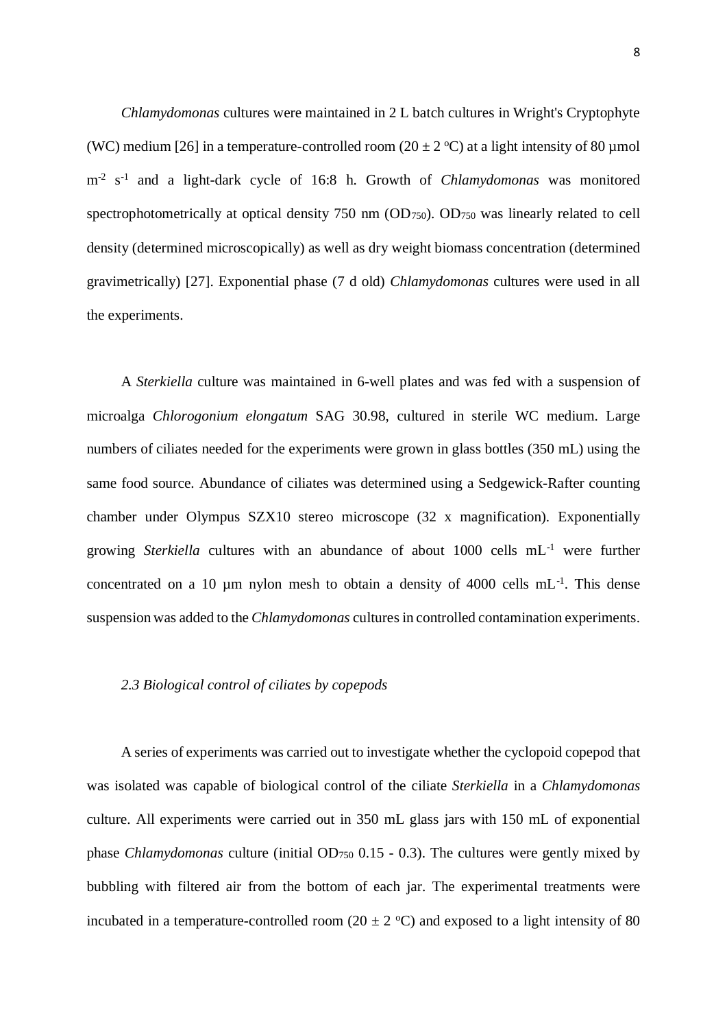*Chlamydomonas* cultures were maintained in 2 L batch cultures in Wright's Cryptophyte (WC) medium [26] in a temperature-controlled room (20 ± 2 ºC) at a light intensity of 80 µmol $m^{-2}$ $s^{-1}$ and a light-dark cycle of 16:8 h. Growth of *Chlamydomonas* was monitored spectrophotometrically at optical density 750 nm ($OD_{750}$). $OD_{750}$ was linearly related to cell density (determined microscopically) as well as dry weight biomass concentration (determined gravimetrically) [27]. Exponential phase (7 d old) *Chlamydomonas* cultures were used in all the experiments.

A *Sterkiella* culture was maintained in 6-well plates and was fed with a suspension of microalga *Chlorogonium elongatum* SAG 30.98, cultured in sterile WC medium. Large numbers of ciliates needed for the experiments were grown in glass bottles (350 mL) using the same food source. Abundance of ciliates was determined using a Sedgewick-Rafter counting chamber under Olympus SZX10 stereo microscope (32 x magnification). Exponentially growing *Sterkiella* cultures with an abundance of about 1000 cells $mL^{-1}$ were further concentrated on a 10 µm nylon mesh to obtain a density of 4000 cells $mL^{-1}$. This dense suspension was added to the *Chlamydomonas* cultures in controlled contamination experiments.

### *2.3 Biological control of ciliates by copepods*

A series of experiments was carried out to investigate whether the cyclopoid copepod that was isolated was capable of biological control of the ciliate *Sterkiella* in a *Chlamydomonas* culture. All experiments were carried out in 350 mL glass jars with 150 mL of exponential phase *Chlamydomonas* culture (initial $OD_{750}$ 0.15 - 0.3). The cultures were gently mixed by bubbling with filtered air from the bottom of each jar. The experimental treatments were incubated in a temperature-controlled room (20 ± 2 ºC) and exposed to a light intensity of 80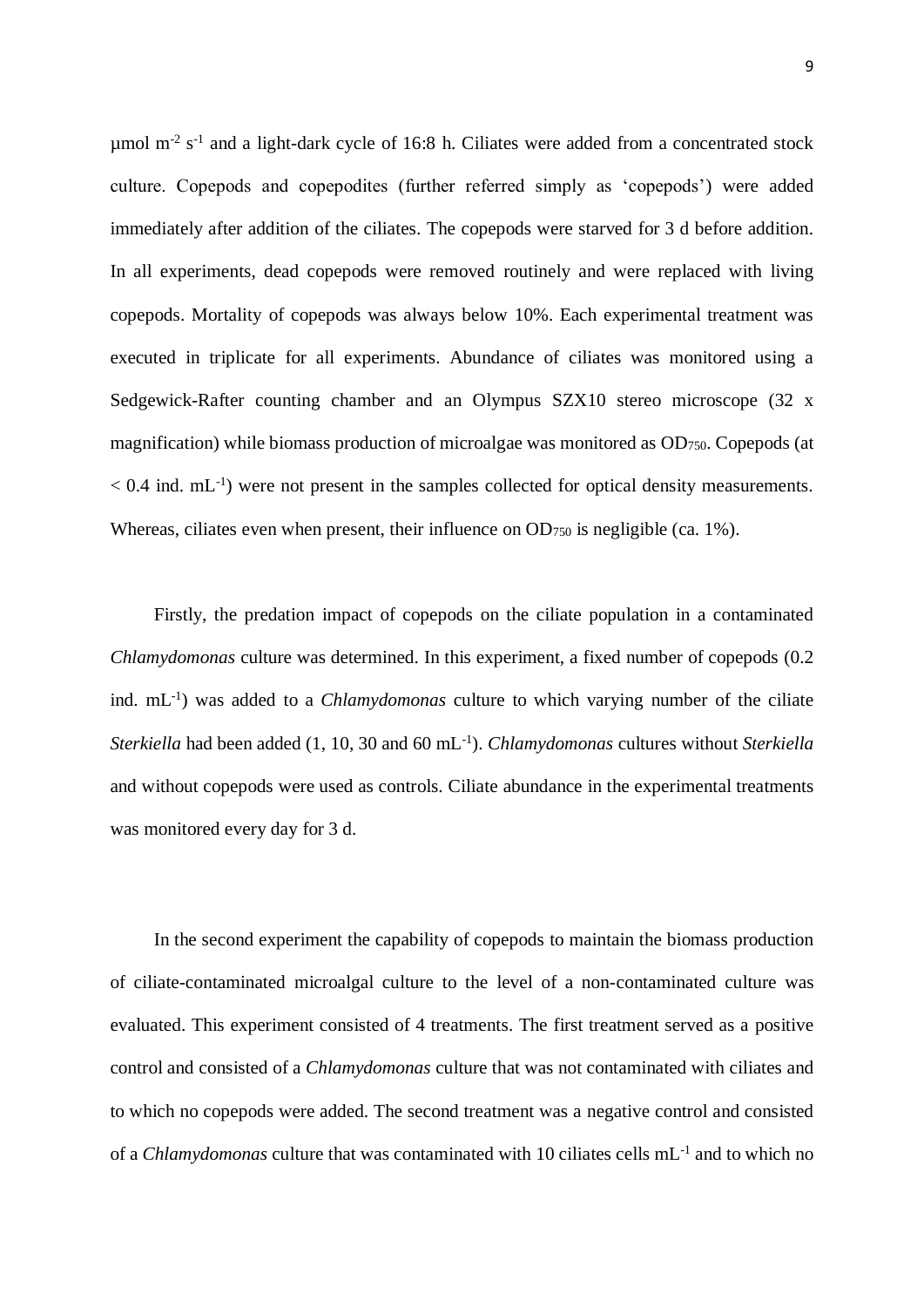µmol $m^{-2}$ $s^{-1}$ and a light-dark cycle of 16:8 h. Ciliates were added from a concentrated stock culture. Copepods and copepodites (further referred simply as 'copepods') were added immediately after addition of the ciliates. The copepods were starved for 3 d before addition. In all experiments, dead copepods were removed routinely and were replaced with living copepods. Mortality of copepods was always below 10%. Each experimental treatment was executed in triplicate for all experiments. Abundance of ciliates was monitored using a Sedgewick-Rafter counting chamber and an Olympus SZX10 stereo microscope (32 x magnification) while biomass production of microalgae was monitored as $OD_{750}$. Copepods (at < 0.4 ind. $mL^{-1}$) were not present in the samples collected for optical density measurements. Whereas, ciliates even when present, their influence on $OD_{750}$ is negligible (ca. 1%).

Firstly, the predation impact of copepods on the ciliate population in a contaminated *Chlamydomonas* culture was determined. In this experiment, a fixed number of copepods (0.2 ind. $mL^{-1}$) was added to a *Chlamydomonas* culture to which varying number of the ciliate *Sterkiella* had been added (1, 10, 30 and 60 $mL^{-1}$). *Chlamydomonas* cultures without *Sterkiella* and without copepods were used as controls. Ciliate abundance in the experimental treatments was monitored every day for 3 d.

In the second experiment the capability of copepods to maintain the biomass production of ciliate-contaminated microalgal culture to the level of a non-contaminated culture was evaluated. This experiment consisted of 4 treatments. The first treatment served as a positive control and consisted of a *Chlamydomonas* culture that was not contaminated with ciliates and to which no copepods were added. The second treatment was a negative control and consisted of a *Chlamydomonas* culture that was contaminated with 10 ciliates cells $mL^{-1}$ and to which no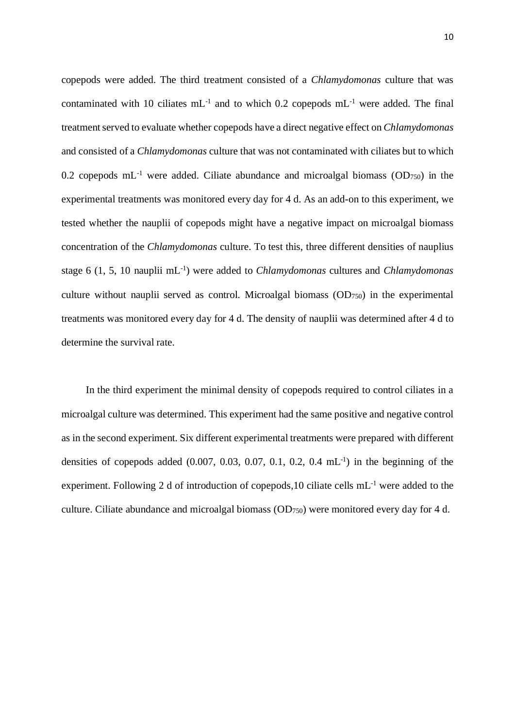copepods were added. The third treatment consisted of a *Chlamydomonas* culture that was contaminated with 10 ciliates $mL^{-1}$ and to which 0.2 copepods $mL^{-1}$ were added. The final treatment served to evaluate whether copepods have a direct negative effect on *Chlamydomonas* and consisted of a *Chlamydomonas* culture that was not contaminated with ciliates but to which 0.2 copepods $mL^{-1}$ were added. Ciliate abundance and microalgal biomass ($OD_{750}$) in the experimental treatments was monitored every day for 4 d. As an add-on to this experiment, we tested whether the nauplii of copepods might have a negative impact on microalgal biomass concentration of the *Chlamydomonas* culture. To test this, three different densities of nauplius stage 6 (1, 5, 10 nauplii $mL^{-1}$) were added to *Chlamydomonas* cultures and *Chlamydomonas* culture without nauplii served as control. Microalgal biomass ($OD_{750}$) in the experimental treatments was monitored every day for 4 d. The density of nauplii was determined after 4 d to determine the survival rate.

In the third experiment the minimal density of copepods required to control ciliates in a microalgal culture was determined. This experiment had the same positive and negative control as in the second experiment. Six different experimental treatments were prepared with different densities of copepods added (0.007, 0.03, 0.07, 0.1, 0.2, 0.4 $mL^{-1}$) in the beginning of the experiment. Following 2 d of introduction of copepods,10 ciliate cells $mL^{-1}$ were added to the culture. Ciliate abundance and microalgal biomass ($OD_{750}$) were monitored every day for 4 d.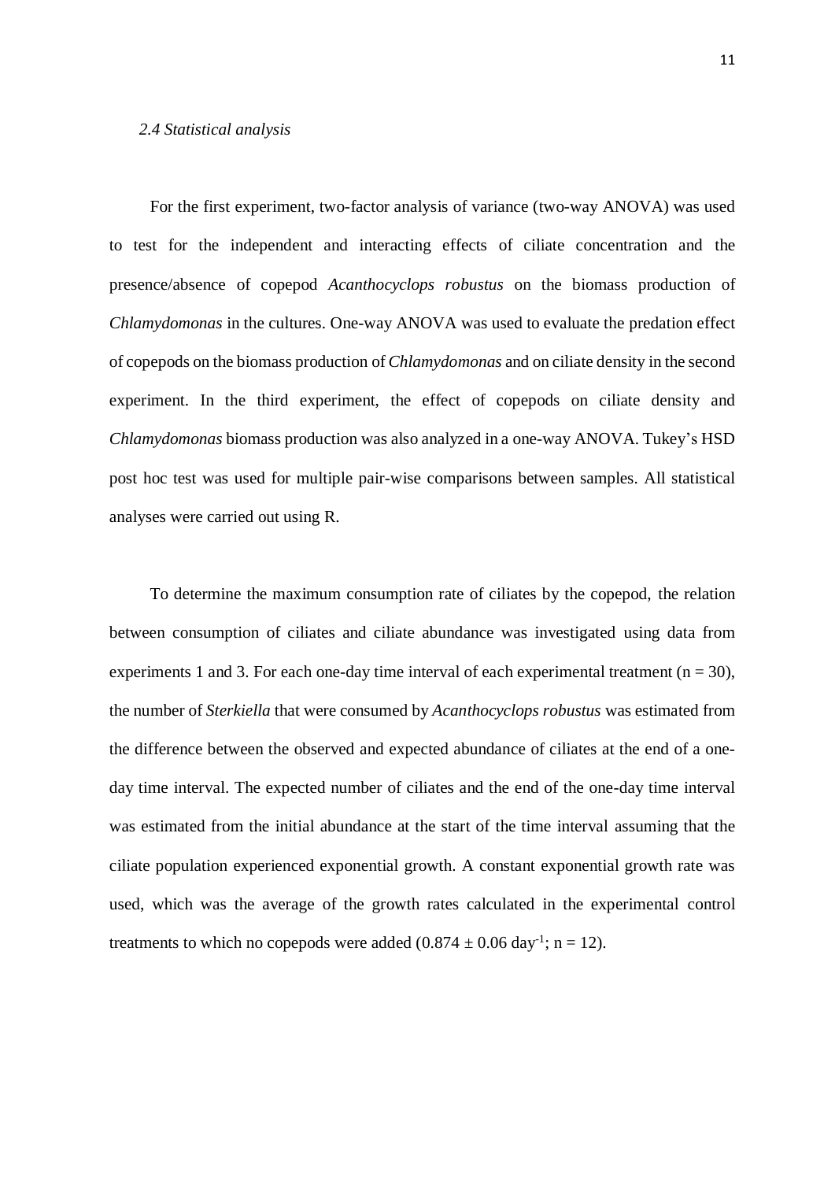### *2.4 Statistical analysis*

For the first experiment, two-factor analysis of variance (two-way ANOVA) was used to test for the independent and interacting effects of ciliate concentration and the presence/absence of copepod *Acanthocyclops robustus* on the biomass production of *Chlamydomonas* in the cultures. One-way ANOVA was used to evaluate the predation effect of copepods on the biomass production of *Chlamydomonas* and on ciliate density in the second experiment. In the third experiment, the effect of copepods on ciliate density and *Chlamydomonas* biomass production was also analyzed in a one-way ANOVA. Tukey's HSD post hoc test was used for multiple pair-wise comparisons between samples. All statistical analyses were carried out using R.

To determine the maximum consumption rate of ciliates by the copepod, the relation between consumption of ciliates and ciliate abundance was investigated using data from experiments 1 and 3. For each one-day time interval of each experimental treatment ($n = 30$), the number of *Sterkiella* that were consumed by *Acanthocyclops robustus* was estimated from the difference between the observed and expected abundance of ciliates at the end of a one-day time interval. The expected number of ciliates and the end of the one-day time interval was estimated from the initial abundance at the start of the time interval assuming that the ciliate population experienced exponential growth. A constant exponential growth rate was used, which was the average of the growth rates calculated in the experimental control treatments to which no copepods were added ($0.874 \pm 0.06$ day$^{-1}$; $n = 12$).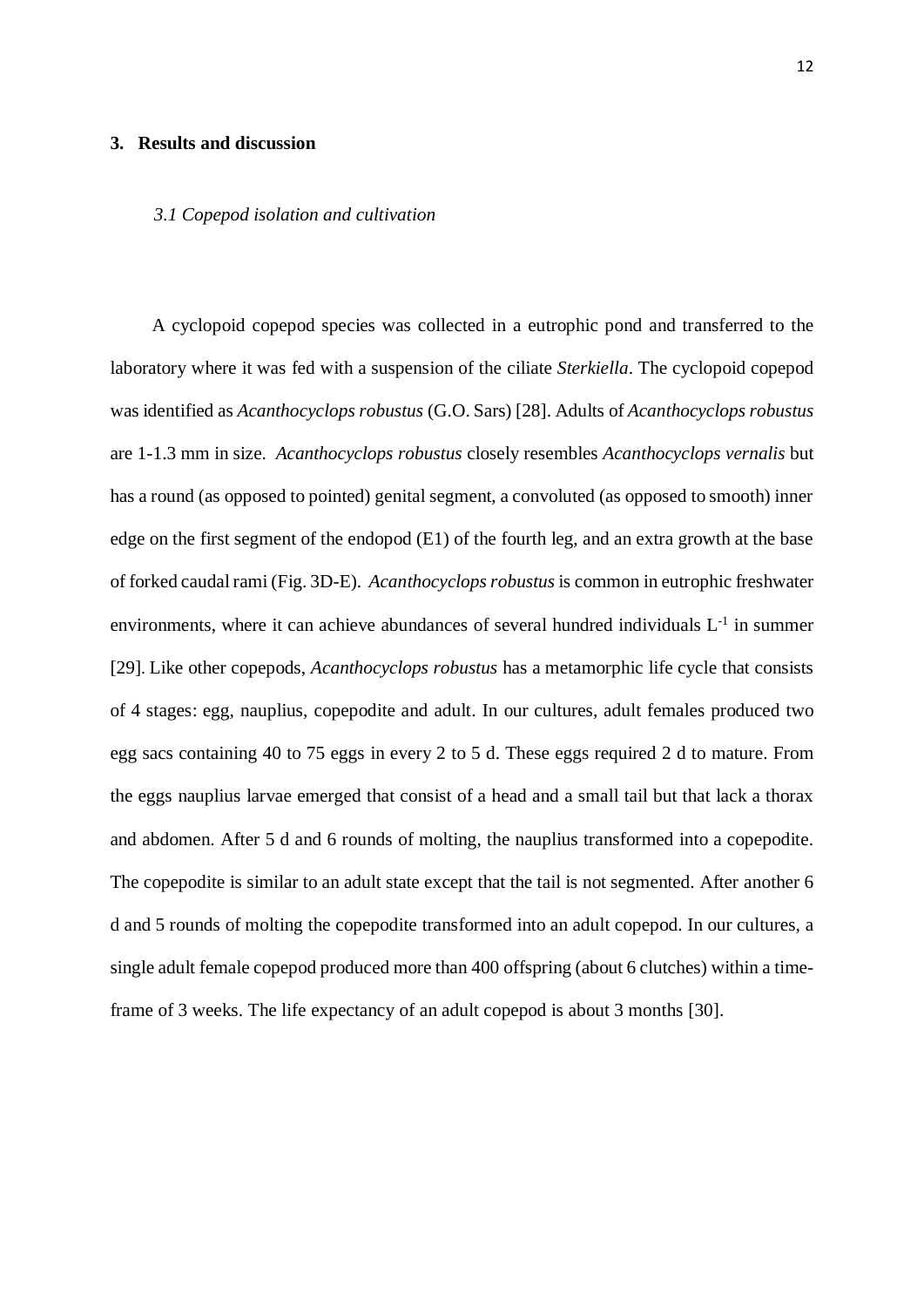## 3. Results and discussion

### *3.1 Copepod isolation and cultivation*

A cyclopoid copepod species was collected in a eutrophic pond and transferred to the laboratory where it was fed with a suspension of the ciliate *Sterkiella*. The cyclopoid copepod was identified as *Acanthocyclops robustus* (G.O. Sars) [28]. Adults of *Acanthocyclops robustus* are 1-1.3 mm in size. *Acanthocyclops robustus* closely resembles *Acanthocyclops vernalis* but has a round (as opposed to pointed) genital segment, a convoluted (as opposed to smooth) inner edge on the first segment of the endopod (E1) of the fourth leg, and an extra growth at the base of forked caudal rami (Fig. 3D-E). *Acanthocyclops robustus* is common in eutrophic freshwater environments, where it can achieve abundances of several hundred individuals $L^{-1}$ in summer [29]. Like other copepods, *Acanthocyclops robustus* has a metamorphic life cycle that consists of 4 stages: egg, nauplius, copepodite and adult. In our cultures, adult females produced two egg sacs containing 40 to 75 eggs in every 2 to 5 d. These eggs required 2 d to mature. From the eggs nauplius larvae emerged that consist of a head and a small tail but that lack a thorax and abdomen. After 5 d and 6 rounds of molting, the nauplius transformed into a copepodite. The copepodite is similar to an adult state except that the tail is not segmented. After another 6 d and 5 rounds of molting the copepodite transformed into an adult copepod. In our cultures, a single adult female copepod produced more than 400 offspring (about 6 clutches) within a time-frame of 3 weeks. The life expectancy of an adult copepod is about 3 months [30].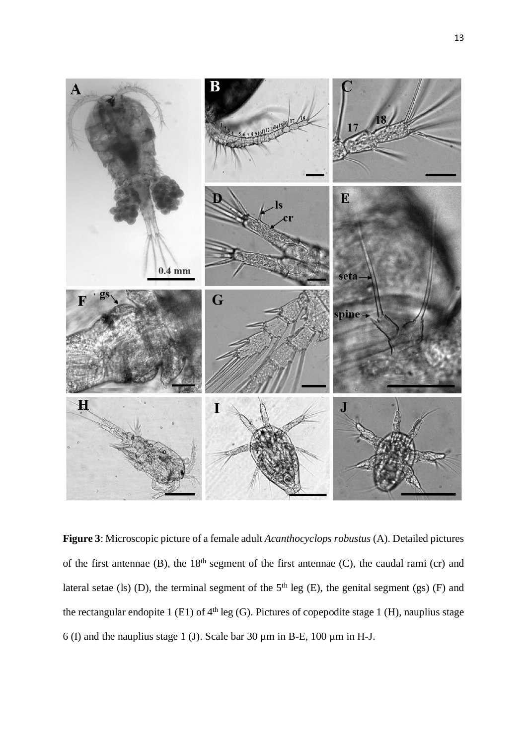**Figure 3**: Microscopic picture of a female adult *Acanthocyclops robustus* (A). Detailed pictures of the first antennae (B), the 18$^{th}$ segment of the first antennae (C), the caudal rami (cr) and lateral setae (ls) (D), the terminal segment of the 5$^{th}$ leg (E), the genital segment (gs) (F) and the rectangular endopite 1 (E1) of 4$^{th}$ leg (G). Pictures of copepodite stage 1 (H), nauplius stage 6 (I) and the nauplius stage 1 (J). Scale bar 30 µm in B-E, 100 µm in H-J.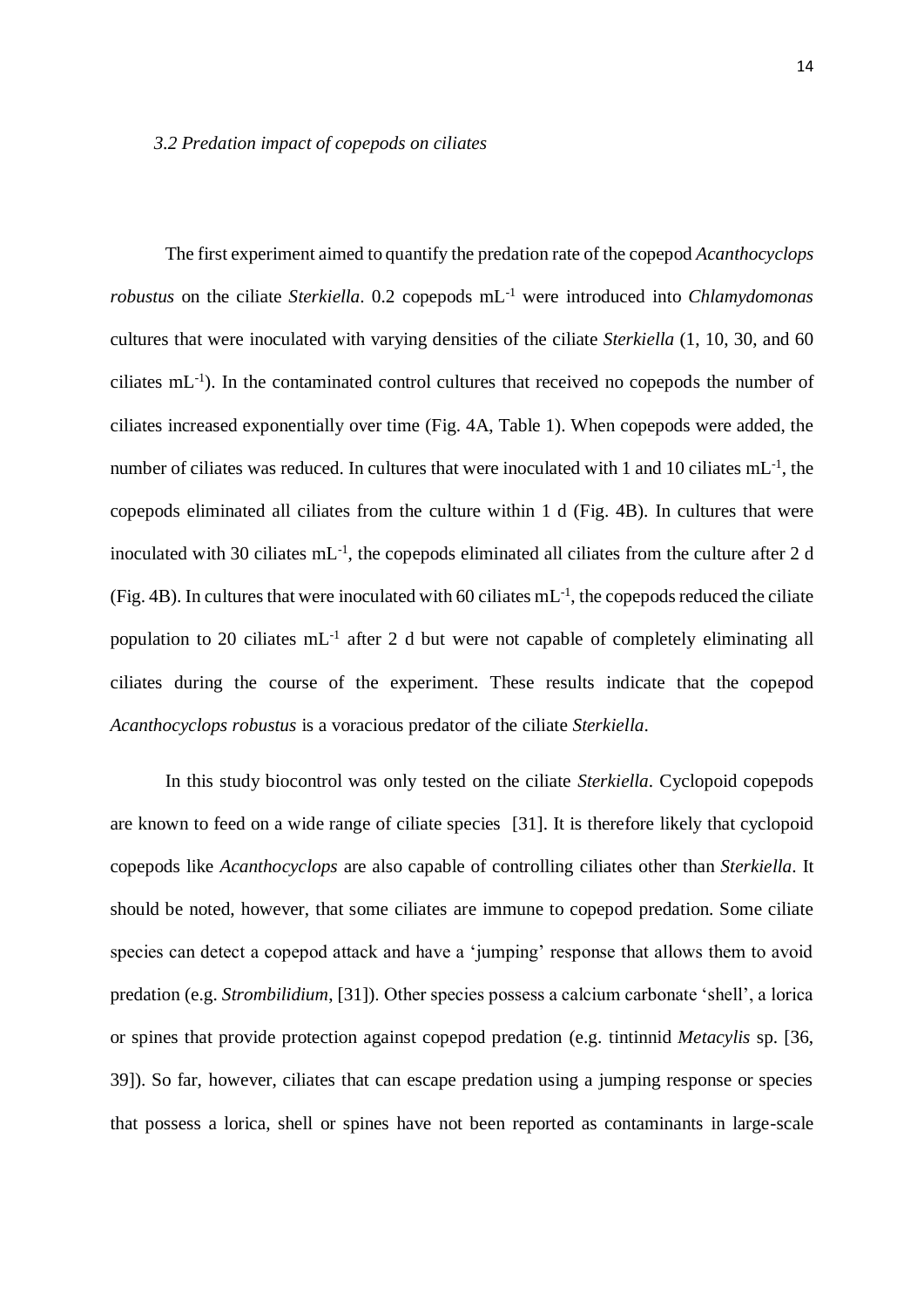### *3.2 Predation impact of copepods on ciliates*

The first experiment aimed to quantify the predation rate of the copepod *Acanthocyclops robustus* on the ciliate *Sterkiella*. 0.2 copepods mL$^{-1}$ were introduced into *Chlamydomonas* cultures that were inoculated with varying densities of the ciliate *Sterkiella* (1, 10, 30, and 60 ciliates mL$^{-1}$). In the contaminated control cultures that received no copepods the number of ciliates increased exponentially over time (Fig. 4A, Table 1). When copepods were added, the number of ciliates was reduced. In cultures that were inoculated with 1 and 10 ciliates mL$^{-1}$, the copepods eliminated all ciliates from the culture within 1 d (Fig. 4B). In cultures that were inoculated with 30 ciliates mL$^{-1}$, the copepods eliminated all ciliates from the culture after 2 d (Fig. 4B). In cultures that were inoculated with 60 ciliates mL$^{-1}$, the copepods reduced the ciliate population to 20 ciliates mL$^{-1}$ after 2 d but were not capable of completely eliminating all ciliates during the course of the experiment. These results indicate that the copepod *Acanthocyclops robustus* is a voracious predator of the ciliate *Sterkiella*.

In this study biocontrol was only tested on the ciliate *Sterkiella*. Cyclopoid copepods are known to feed on a wide range of ciliate species [31]. It is therefore likely that cyclopoid copepods like *Acanthocyclops* are also capable of controlling ciliates other than *Sterkiella*. It should be noted, however, that some ciliates are immune to copepod predation. Some ciliate species can detect a copepod attack and have a 'jumping' response that allows them to avoid predation (e.g. *Strombilidium*, [31]). Other species possess a calcium carbonate 'shell', a lorica or spines that provide protection against copepod predation (e.g. tintinnid *Metacylis* sp. [36, 39]). So far, however, ciliates that can escape predation using a jumping response or species that possess a lorica, shell or spines have not been reported as contaminants in large-scale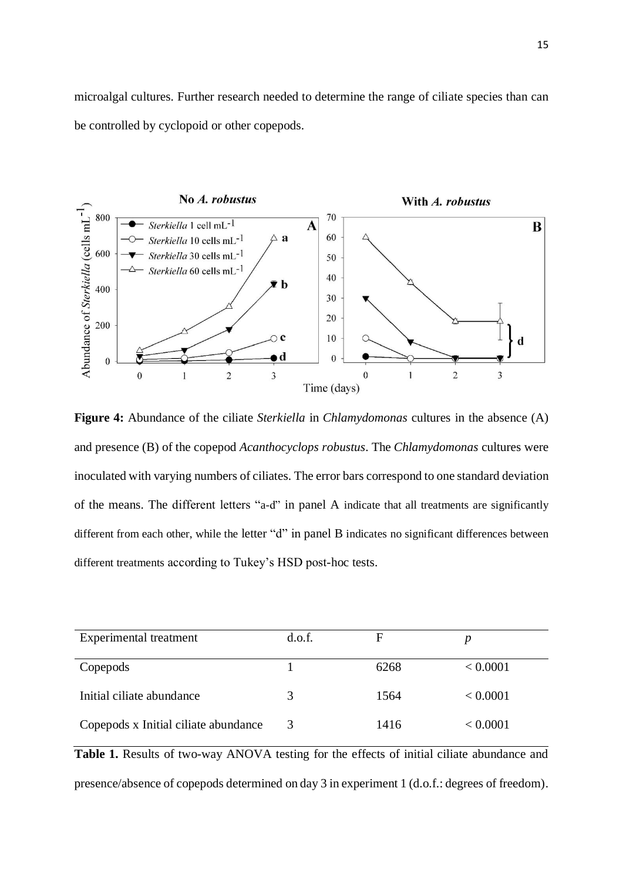microalgal cultures. Further research needed to determine the range of ciliate species than can be controlled by cyclopoid or other copepods.

**Figure 4:** Abundance of the ciliate *Sterkiella* in *Chlamydomonas* cultures in the absence (A) and presence (B) of the copepod *Acanthocyclops robustus*. The *Chlamydomonas* cultures were inoculated with varying numbers of ciliates. The error bars correspond to one standard deviation of the means. The different letters "a-d" in panel A indicate that all treatments are significantly different from each other, while the letter "d" in panel B indicates no significant differences between different treatments according to Tukey's HSD post-hoc tests.

| Experimental treatment | d.o.f. | F | $p$ |
|---|---|---|---|
| Copepods | 1 | 6268 | < 0.0001 |
| Initial ciliate abundance | 3 | 1564 | < 0.0001 |
| Copepods x Initial ciliate abundance | 3 | 1416 | < 0.0001 |

**Table 1.** Results of two-way ANOVA testing for the effects of initial ciliate abundance and presence/absence of copepods determined on day 3 in experiment 1 (d.o.f.: degrees of freedom).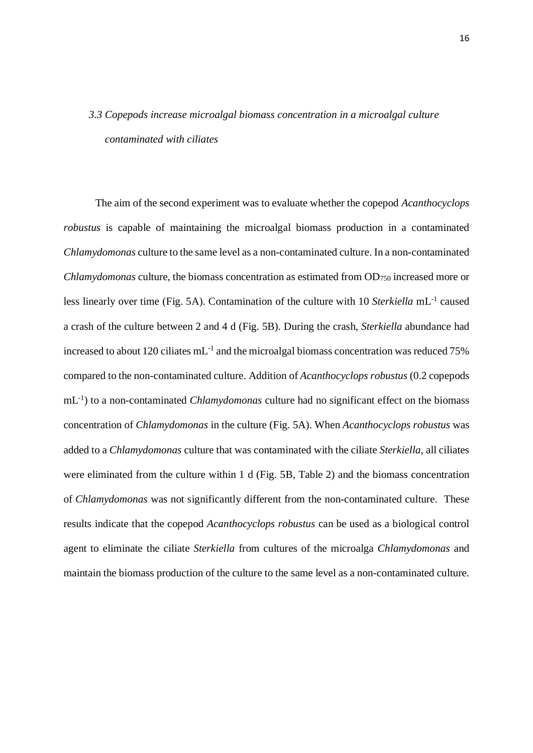### *3.3 Copepods increase microalgal biomass concentration in a microalgal culture contaminated with ciliates*

The aim of the second experiment was to evaluate whether the copepod *Acanthocyclops robustus* is capable of maintaining the microalgal biomass production in a contaminated *Chlamydomonas* culture to the same level as a non-contaminated culture. In a non-contaminated *Chlamydomonas* culture, the biomass concentration as estimated from $OD_{750}$ increased more or less linearly over time (Fig. 5A). Contamination of the culture with 10 *Sterkiella* $mL^{-1}$ caused a crash of the culture between 2 and 4 d (Fig. 5B). During the crash, *Sterkiella* abundance had increased to about 120 ciliates $mL^{-1}$ and the microalgal biomass concentration was reduced 75% compared to the non-contaminated culture. Addition of *Acanthocyclops robustus* (0.2 copepods $mL^{-1}$) to a non-contaminated *Chlamydomonas* culture had no significant effect on the biomass concentration of *Chlamydomonas* in the culture (Fig. 5A). When *Acanthocyclops robustus* was added to a *Chlamydomonas* culture that was contaminated with the ciliate *Sterkiella*, all ciliates were eliminated from the culture within 1 d (Fig. 5B, Table 2) and the biomass concentration of *Chlamydomonas* was not significantly different from the non-contaminated culture. These results indicate that the copepod *Acanthocyclops robustus* can be used as a biological control agent to eliminate the ciliate *Sterkiella* from cultures of the microalga *Chlamydomonas* and maintain the biomass production of the culture to the same level as a non-contaminated culture.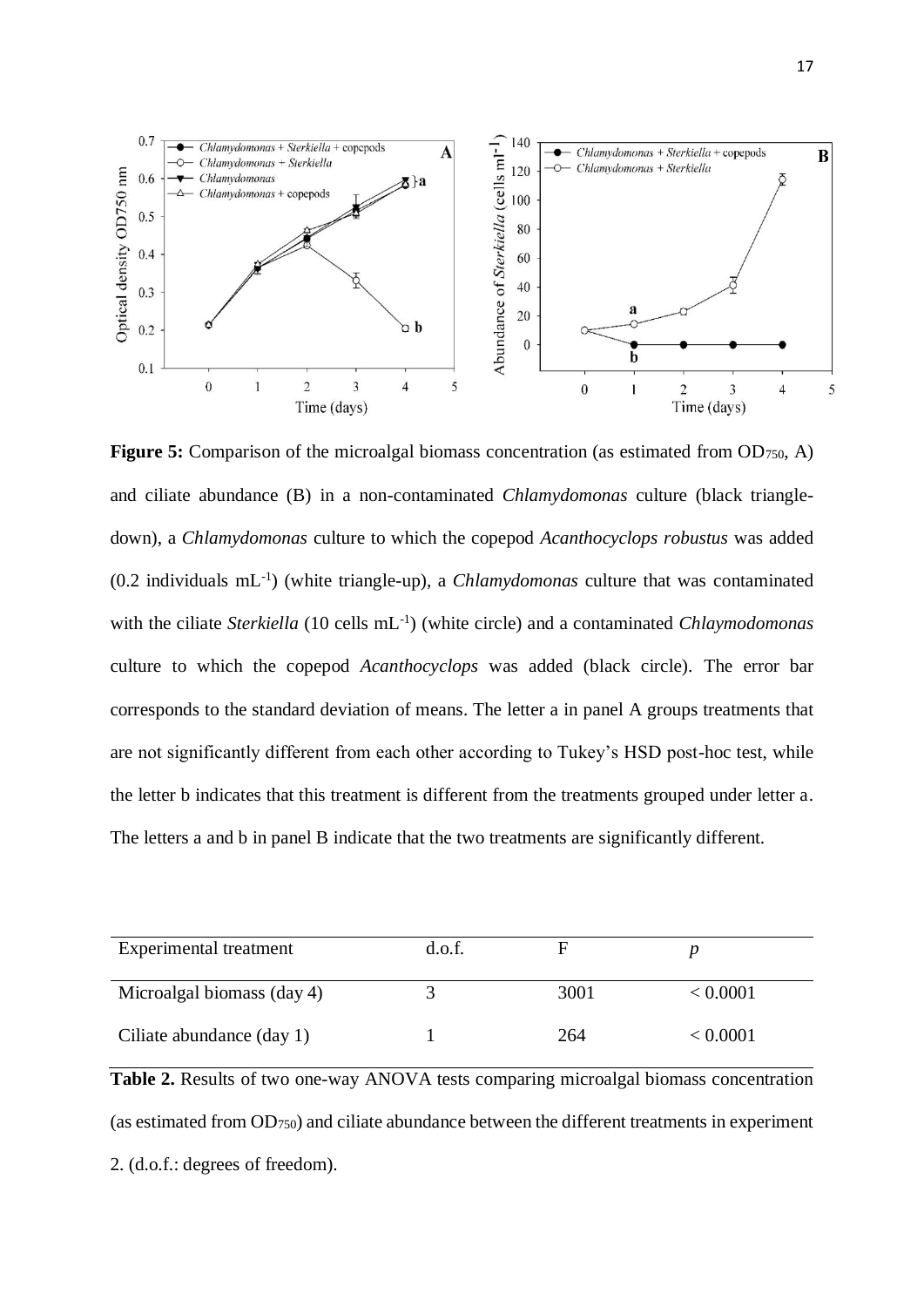**Figure 5:** Comparison of the microalgal biomass concentration (as estimated from $OD_{750}$, A) and ciliate abundance (B) in a non-contaminated *Chlamydomonas* culture (black triangle-down), a *Chlamydomonas* culture to which the copepod *Acanthocyclops robustus* was added (0.2 individuals $mL^{-1}$) (white triangle-up), a *Chlamydomonas* culture that was contaminated with the ciliate *Sterkiella* (10 cells $mL^{-1}$) (white circle) and a contaminated *Chlaymodomonas* culture to which the copepod *Acanthocyclops* was added (black circle). The error bar corresponds to the standard deviation of means. The letter a in panel A groups treatments that are not significantly different from each other according to Tukey's HSD post-hoc test, while the letter b indicates that this treatment is different from the treatments grouped under letter a. The letters a and b in panel B indicate that the two treatments are significantly different.

| Experimental treatment | d.o.f. | F | *p* |
|---|---|---|---|
| Microalgal biomass (day 4) | 3 | 3001 | $< 0.0001$ |
| Ciliate abundance (day 1) | 1 | 264 | $< 0.0001$ |

**Table 2.** Results of two one-way ANOVA tests comparing microalgal biomass concentration (as estimated from $OD_{750}$) and ciliate abundance between the different treatments in experiment 2. (d.o.f.: degrees of freedom).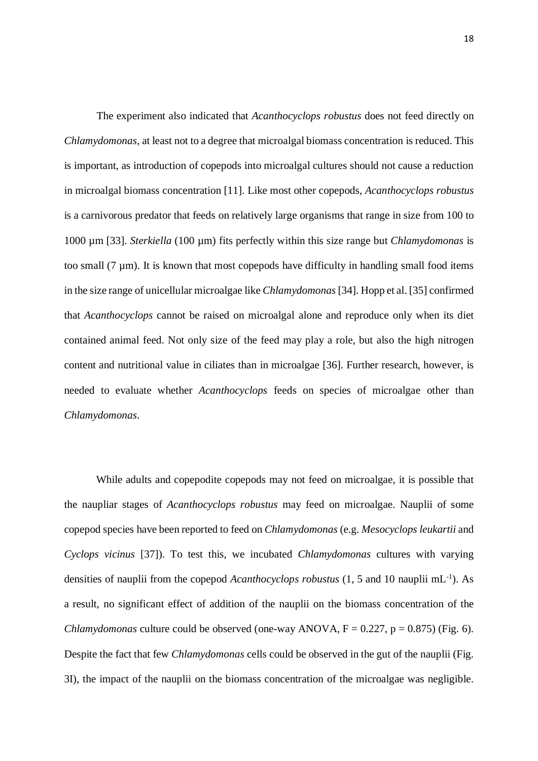The experiment also indicated that *Acanthocyclops robustus* does not feed directly on *Chlamydomonas*, at least not to a degree that microalgal biomass concentration is reduced. This is important, as introduction of copepods into microalgal cultures should not cause a reduction in microalgal biomass concentration [11]. Like most other copepods, *Acanthocyclops robustus* is a carnivorous predator that feeds on relatively large organisms that range in size from 100 to 1000 µm [33]. *Sterkiella* (100 µm) fits perfectly within this size range but *Chlamydomonas* is too small (7 µm). It is known that most copepods have difficulty in handling small food items in the size range of unicellular microalgae like *Chlamydomonas* [34]. Hopp et al. [35] confirmed that *Acanthocyclops* cannot be raised on microalgal alone and reproduce only when its diet contained animal feed. Not only size of the feed may play a role, but also the high nitrogen content and nutritional value in ciliates than in microalgae [36]. Further research, however, is needed to evaluate whether *Acanthocyclops* feeds on species of microalgae other than *Chlamydomonas*.

While adults and copepodite copepods may not feed on microalgae, it is possible that the naupliar stages of *Acanthocyclops robustus* may feed on microalgae. Nauplii of some copepod species have been reported to feed on *Chlamydomonas* (e.g. *Mesocyclops leukartii* and *Cyclops vicinus* [37]). To test this, we incubated *Chlamydomonas* cultures with varying densities of nauplii from the copepod *Acanthocyclops robustus* (1, 5 and 10 nauplii $mL^{-1}$). As a result, no significant effect of addition of the nauplii on the biomass concentration of the *Chlamydomonas* culture could be observed (one-way ANOVA, $F = 0.227$, $p = 0.875$) (Fig. 6). Despite the fact that few *Chlamydomonas* cells could be observed in the gut of the nauplii (Fig. 3I), the impact of the nauplii on the biomass concentration of the microalgae was negligible.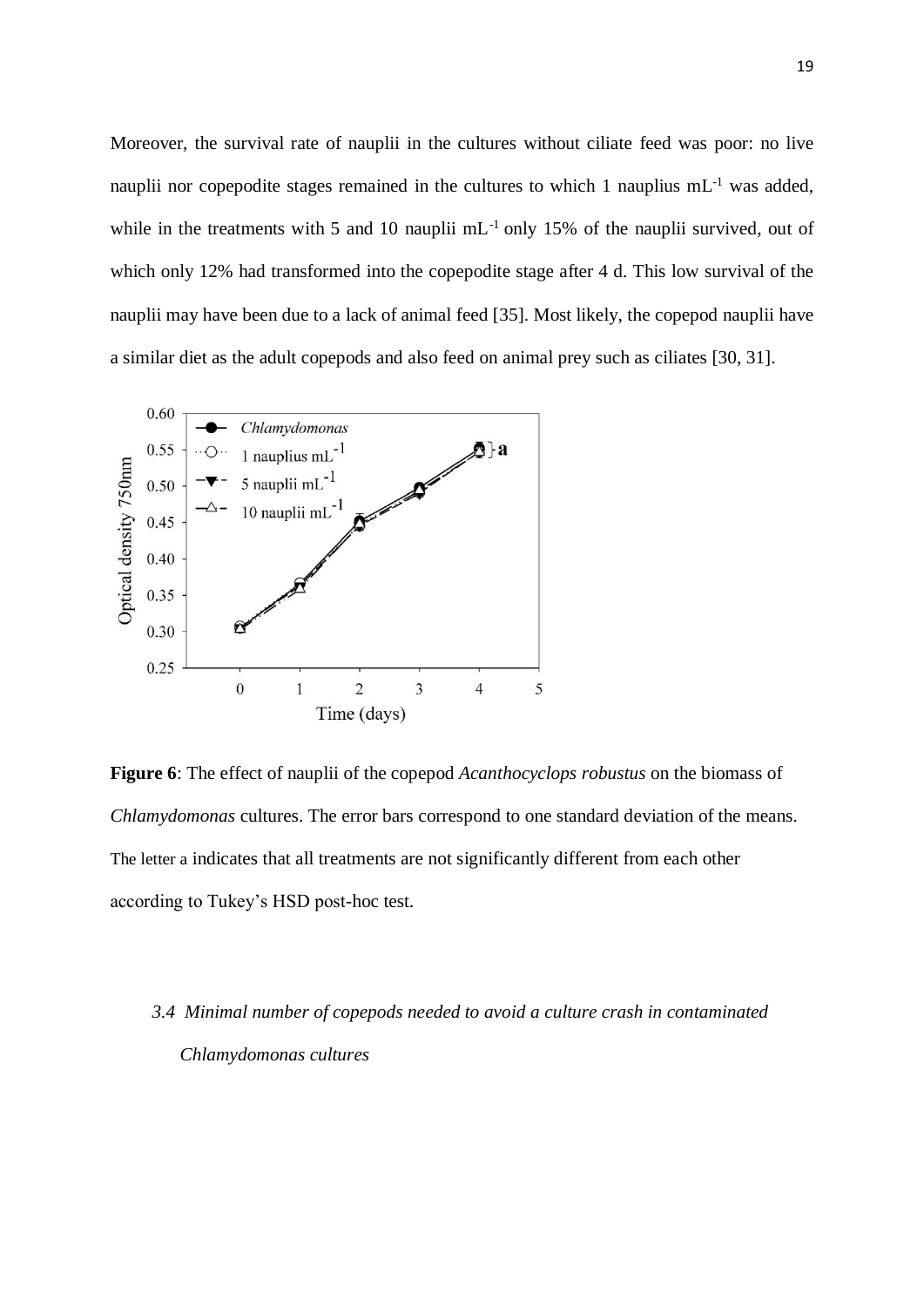Moreover, the survival rate of nauplii in the cultures without ciliate feed was poor: no live nauplii nor copepodite stages remained in the cultures to which 1 nauplius $mL^{-1}$ was added, while in the treatments with 5 and 10 nauplii $mL^{-1}$ only 15% of the nauplii survived, out of which only 12% had transformed into the copepodite stage after 4 d. This low survival of the nauplii may have been due to a lack of animal feed [35]. Most likely, the copepod nauplii have a similar diet as the adult copepods and also feed on animal prey such as ciliates [30, 31].

**Figure 6**: The effect of nauplii of the copepod *Acanthocyclops robustus* on the biomass of *Chlamydomonas* cultures. The error bars correspond to one standard deviation of the means. The letter a indicates that all treatments are not significantly different from each other according to Tukey's HSD post-hoc test.

### *3.4 Minimal number of copepods needed to avoid a culture crash in contaminated Chlamydomonas cultures*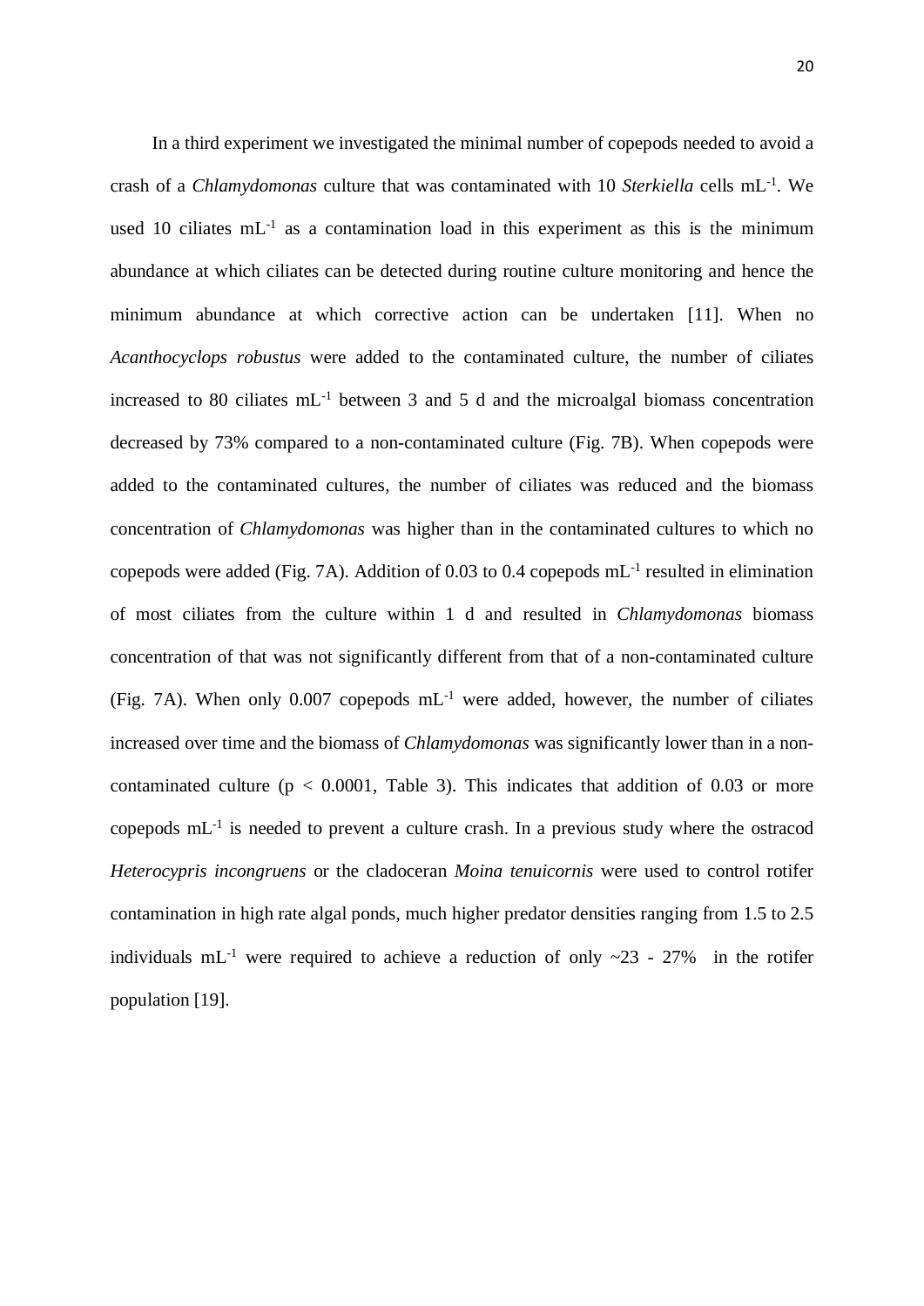In a third experiment we investigated the minimal number of copepods needed to avoid a crash of a *Chlamydomonas* culture that was contaminated with 10 *Sterkiella* cells $mL^{-1}$. We used 10 ciliates $mL^{-1}$ as a contamination load in this experiment as this is the minimum abundance at which ciliates can be detected during routine culture monitoring and hence the minimum abundance at which corrective action can be undertaken [11]. When no *Acanthocyclops robustus* were added to the contaminated culture, the number of ciliates increased to 80 ciliates $mL^{-1}$ between 3 and 5 d and the microalgal biomass concentration decreased by 73% compared to a non-contaminated culture (Fig. 7B). When copepods were added to the contaminated cultures, the number of ciliates was reduced and the biomass concentration of *Chlamydomonas* was higher than in the contaminated cultures to which no copepods were added (Fig. 7A). Addition of 0.03 to 0.4 copepods $mL^{-1}$ resulted in elimination of most ciliates from the culture within 1 d and resulted in *Chlamydomonas* biomass concentration of that was not significantly different from that of a non-contaminated culture (Fig. 7A). When only 0.007 copepods $mL^{-1}$ were added, however, the number of ciliates increased over time and the biomass of *Chlamydomonas* was significantly lower than in a non-contaminated culture ($p < 0.0001$, Table 3). This indicates that addition of 0.03 or more copepods $mL^{-1}$ is needed to prevent a culture crash. In a previous study where the ostracod *Heterocypris incongruens* or the cladoceran *Moina tenuicornis* were used to control rotifer contamination in high rate algal ponds, much higher predator densities ranging from 1.5 to 2.5 individuals $mL^{-1}$ were required to achieve a reduction of only ~23 - 27% in the rotifer population [19].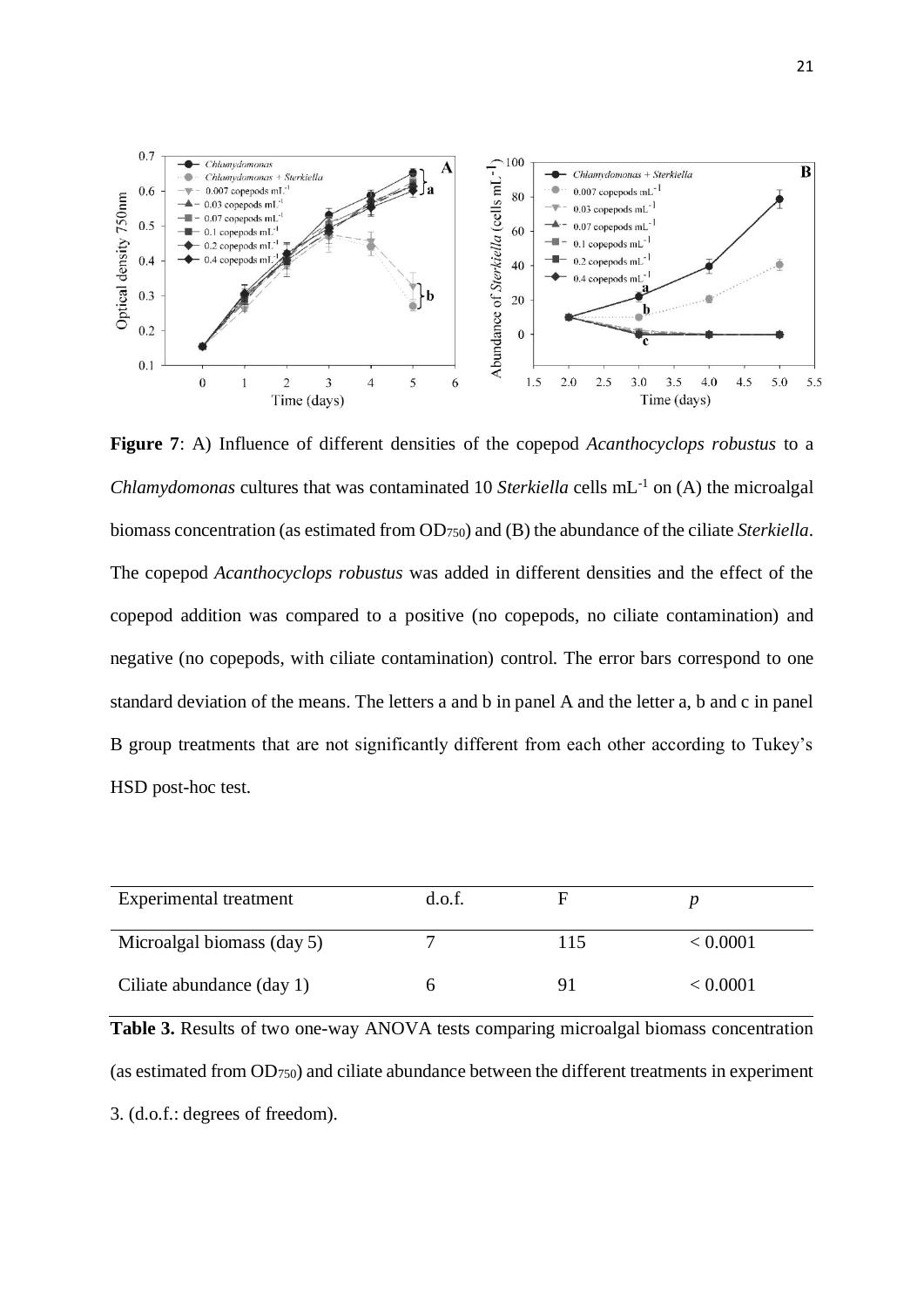**Figure 7**: A) Influence of different densities of the copepod *Acanthocyclops robustus* to a *Chlamydomonas* cultures that was contaminated 10 *Sterkiella* cells mL$^{-1}$ on (A) the microalgal biomass concentration (as estimated from $OD_{750}$) and (B) the abundance of the ciliate *Sterkiella*. The copepod *Acanthocyclops robustus* was added in different densities and the effect of the copepod addition was compared to a positive (no copepods, no ciliate contamination) and negative (no copepods, with ciliate contamination) control. The error bars correspond to one standard deviation of the means. The letters a and b in panel A and the letter a, b and c in panel B group treatments that are not significantly different from each other according to Tukey's HSD post-hoc test.

| Experimental treatment | d.o.f. | F | *p* |
| --- | --- | --- | --- |
| Microalgal biomass (day 5) | 7 | 115 | < 0.0001 |
| Ciliate abundance (day 1) | 6 | 91 | < 0.0001 |

**Table 3.** Results of two one-way ANOVA tests comparing microalgal biomass concentration (as estimated from $OD_{750}$) and ciliate abundance between the different treatments in experiment 3. (d.o.f.: degrees of freedom).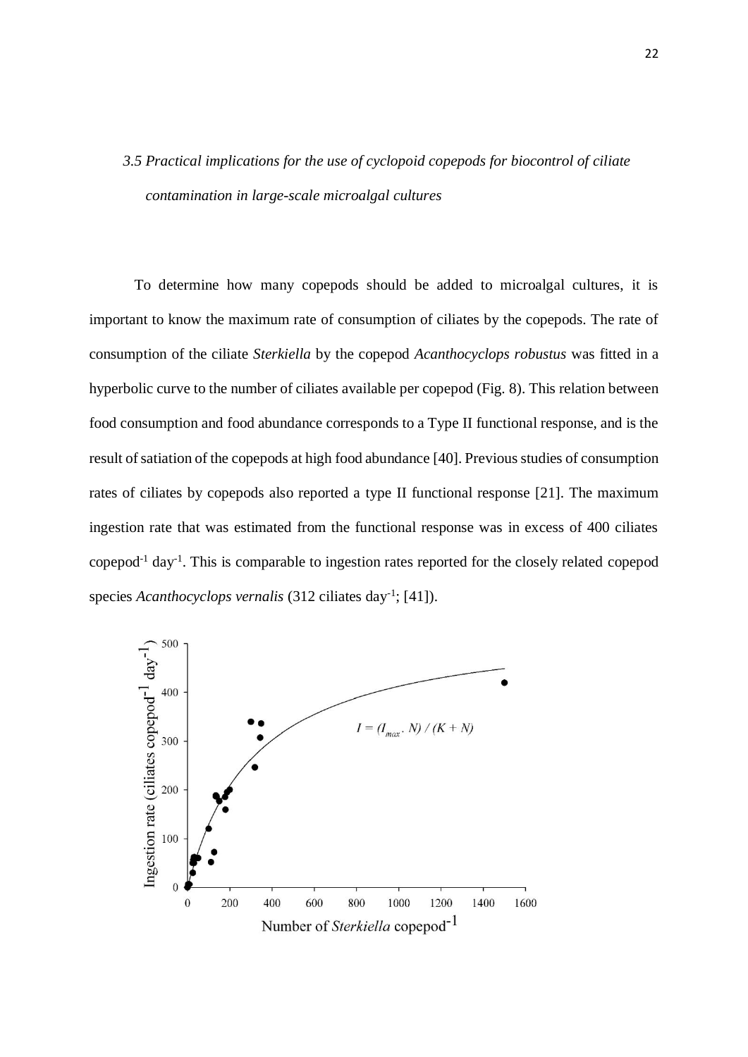*3.5 Practical implications for the use of cyclopoid copepods for biocontrol of ciliate contamination in large-scale microalgal cultures*

To determine how many copepods should be added to microalgal cultures, it is important to know the maximum rate of consumption of ciliates by the copepods. The rate of consumption of the ciliate *Sterkiella* by the copepod *Acanthocyclops robustus* was fitted in a hyperbolic curve to the number of ciliates available per copepod (Fig. 8). This relation between food consumption and food abundance corresponds to a Type II functional response, and is the result of satiation of the copepods at high food abundance [40]. Previous studies of consumption rates of ciliates by copepods also reported a type II functional response [21]. The maximum ingestion rate that was estimated from the functional response was in excess of 400 ciliates copepod$^{-1}$ day$^{-1}$. This is comparable to ingestion rates reported for the closely related copepod species *Acanthocyclops vernalis* (312 ciliates day$^{-1}$; [41]).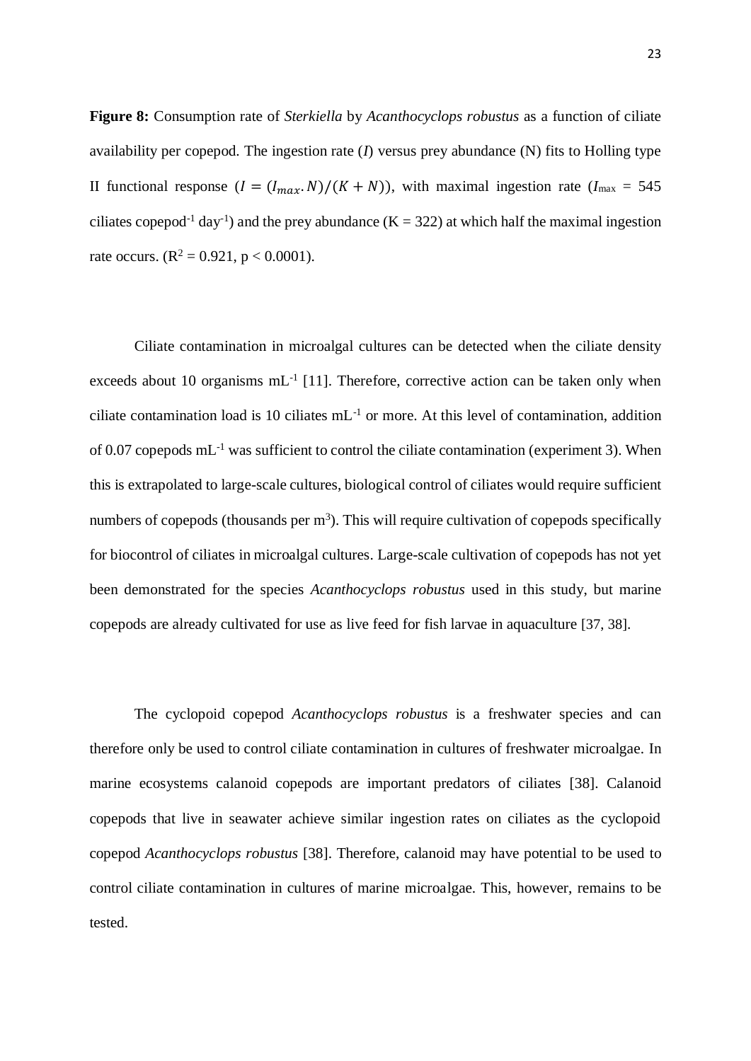**Figure 8:** Consumption rate of *Sterkiella* by *Acanthocyclops robustus* as a function of ciliate availability per copepod. The ingestion rate ($I$) versus prey abundance (N) fits to Holling type II functional response ($I = (I_{max}.N)/(K + N)$), with maximal ingestion rate ($I_{max}$ = 545 ciliates copepod$^{-1}$ day$^{-1}$) and the prey abundance (K = 322) at which half the maximal ingestion rate occurs. ($R^2 = 0.921$, $p < 0.0001$).

Ciliate contamination in microalgal cultures can be detected when the ciliate density exceeds about 10 organisms mL$^{-1}$ [11]. Therefore, corrective action can be taken only when ciliate contamination load is 10 ciliates mL$^{-1}$ or more. At this level of contamination, addition of 0.07 copepods mL$^{-1}$ was sufficient to control the ciliate contamination (experiment 3). When this is extrapolated to large-scale cultures, biological control of ciliates would require sufficient numbers of copepods (thousands per m$^3$). This will require cultivation of copepods specifically for biocontrol of ciliates in microalgal cultures. Large-scale cultivation of copepods has not yet been demonstrated for the species *Acanthocyclops robustus* used in this study, but marine copepods are already cultivated for use as live feed for fish larvae in aquaculture [37, 38].

The cyclopoid copepod *Acanthocyclops robustus* is a freshwater species and can therefore only be used to control ciliate contamination in cultures of freshwater microalgae. In marine ecosystems calanoid copepods are important predators of ciliates [38]. Calanoid copepods that live in seawater achieve similar ingestion rates on ciliates as the cyclopoid copepod *Acanthocyclops robustus* [38]. Therefore, calanoid may have potential to be used to control ciliate contamination in cultures of marine microalgae. This, however, remains to be tested.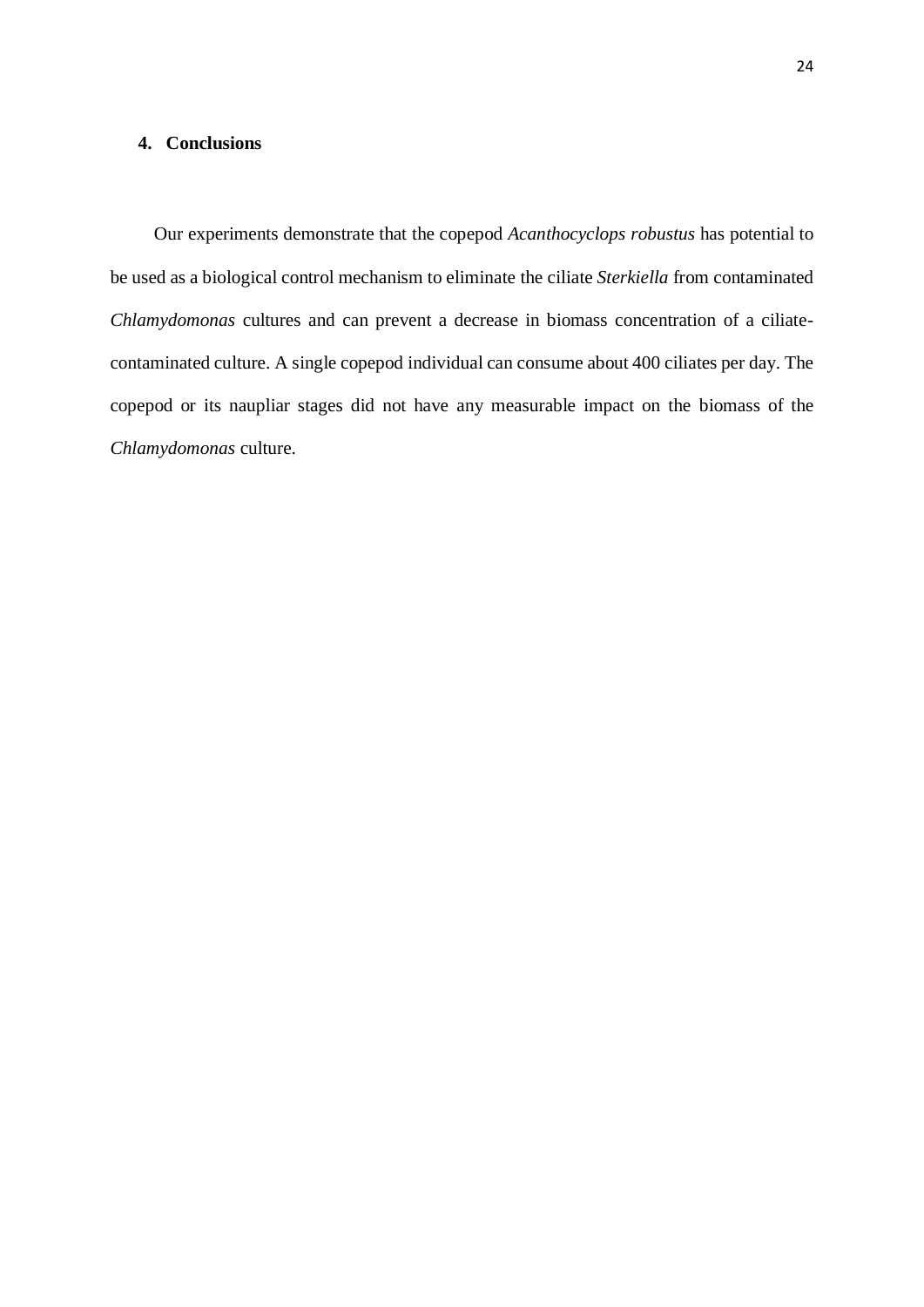## 4. Conclusions

Our experiments demonstrate that the copepod *Acanthocyclops robustus* has potential to be used as a biological control mechanism to eliminate the ciliate *Sterkiella* from contaminated *Chlamydomonas* cultures and can prevent a decrease in biomass concentration of a ciliate-contaminated culture. A single copepod individual can consume about 400 ciliates per day. The copepod or its naupliar stages did not have any measurable impact on the biomass of the *Chlamydomonas* culture.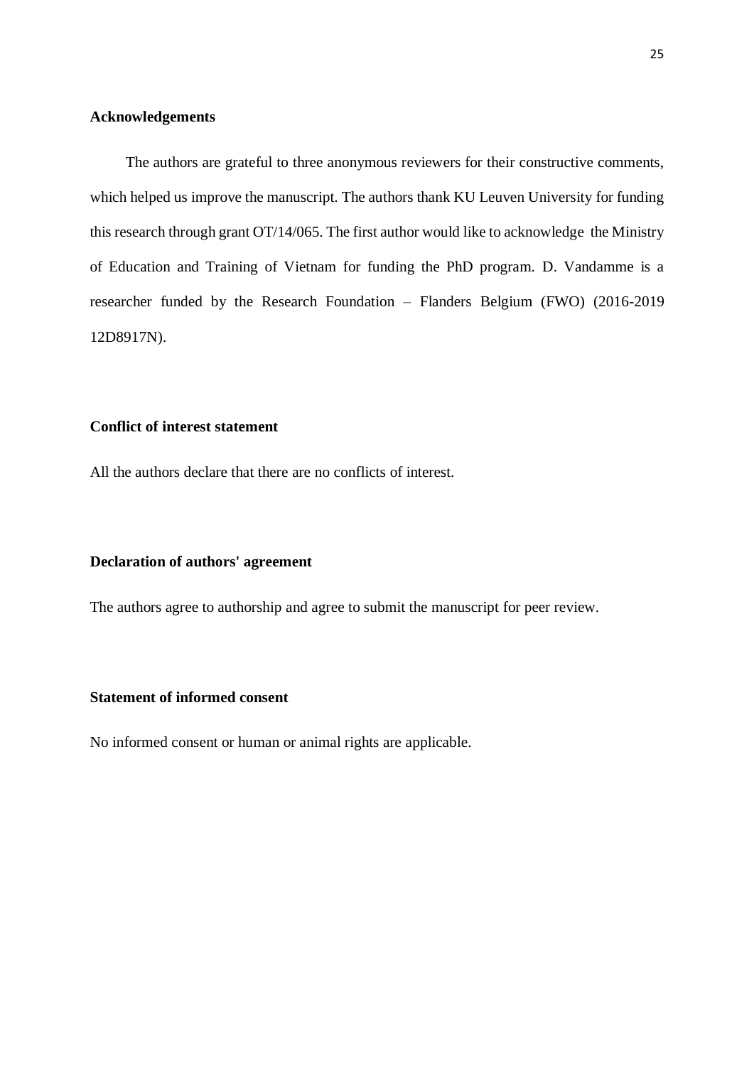## Acknowledgements

The authors are grateful to three anonymous reviewers for their constructive comments, which helped us improve the manuscript. The authors thank KU Leuven University for funding this research through grant OT/14/065. The first author would like to acknowledge the Ministry of Education and Training of Vietnam for funding the PhD program. D. Vandamme is a researcher funded by the Research Foundation – Flanders Belgium (FWO) (2016-2019 12D8917N).

## Conflict of interest statement

All the authors declare that there are no conflicts of interest.

## Declaration of authors' agreement

The authors agree to authorship and agree to submit the manuscript for peer review.

## Statement of informed consent

No informed consent or human or animal rights are applicable.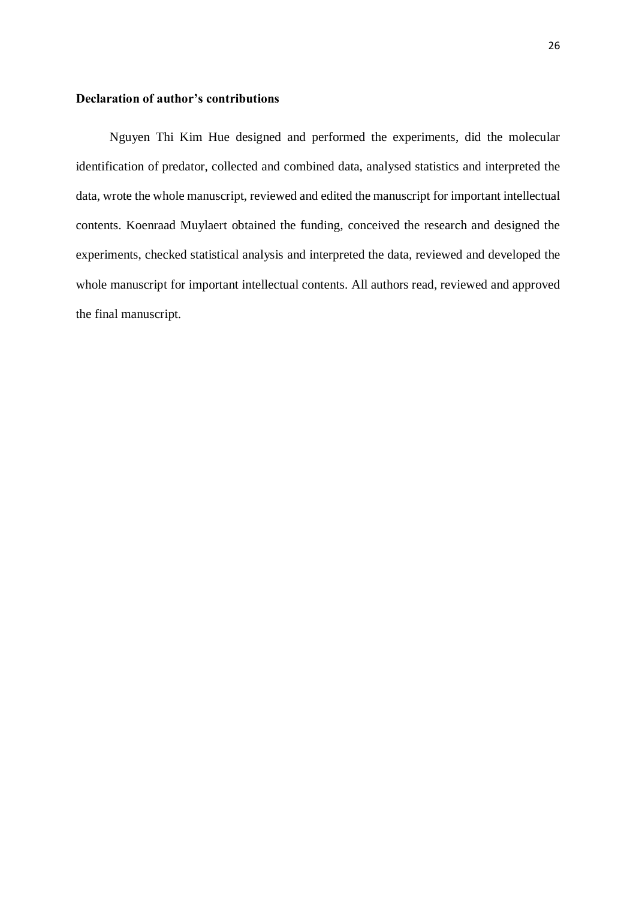**Declaration of author's contributions**

Nguyen Thi Kim Hue designed and performed the experiments, did the molecular identification of predator, collected and combined data, analysed statistics and interpreted the data, wrote the whole manuscript, reviewed and edited the manuscript for important intellectual contents. Koenraad Muylaert obtained the funding, conceived the research and designed the experiments, checked statistical analysis and interpreted the data, reviewed and developed the whole manuscript for important intellectual contents. All authors read, reviewed and approved the final manuscript.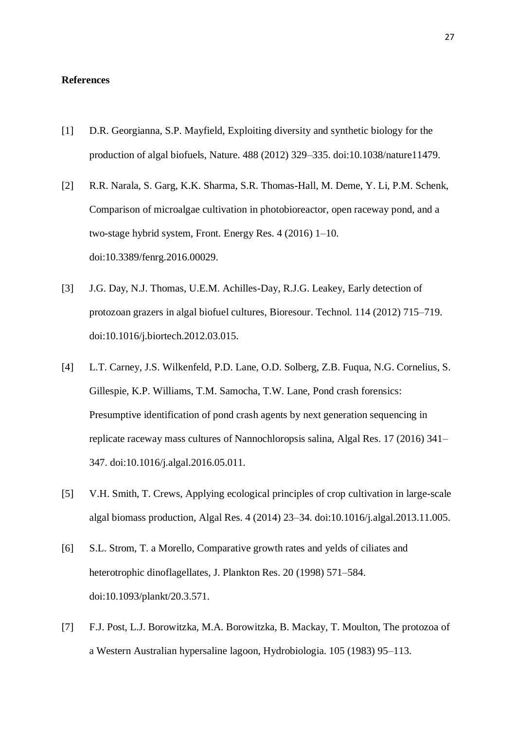**References**

[1] D.R. Georgianna, S.P. Mayfield, Exploiting diversity and synthetic biology for the production of algal biofuels, Nature. 488 (2012) 329–335. doi:10.1038/nature11479.

[2] R.R. Narala, S. Garg, K.K. Sharma, S.R. Thomas-Hall, M. Deme, Y. Li, P.M. Schenk, Comparison of microalgae cultivation in photobioreactor, open raceway pond, and a two-stage hybrid system, Front. Energy Res. 4 (2016) 1–10. doi:10.3389/fenrg.2016.00029.

[3] J.G. Day, N.J. Thomas, U.E.M. Achilles-Day, R.J.G. Leakey, Early detection of protozoan grazers in algal biofuel cultures, Bioresour. Technol. 114 (2012) 715–719. doi:10.1016/j.biortech.2012.03.015.

[4] L.T. Carney, J.S. Wilkenfeld, P.D. Lane, O.D. Solberg, Z.B. Fuqua, N.G. Cornelius, S. Gillespie, K.P. Williams, T.M. Samocha, T.W. Lane, Pond crash forensics: Presumptive identification of pond crash agents by next generation sequencing in replicate raceway mass cultures of Nannochloropsis salina, Algal Res. 17 (2016) 341–347. doi:10.1016/j.algal.2016.05.011.

[5] V.H. Smith, T. Crews, Applying ecological principles of crop cultivation in large-scale algal biomass production, Algal Res. 4 (2014) 23–34. doi:10.1016/j.algal.2013.11.005.

[6] S.L. Strom, T. a Morello, Comparative growth rates and yelds of ciliates and heterotrophic dinoflagellates, J. Plankton Res. 20 (1998) 571–584. doi:10.1093/plankt/20.3.571.

[7] F.J. Post, L.J. Borowitzka, M.A. Borowitzka, B. Mackay, T. Moulton, The protozoa of a Western Australian hypersaline lagoon, Hydrobiologia. 105 (1983) 95–113.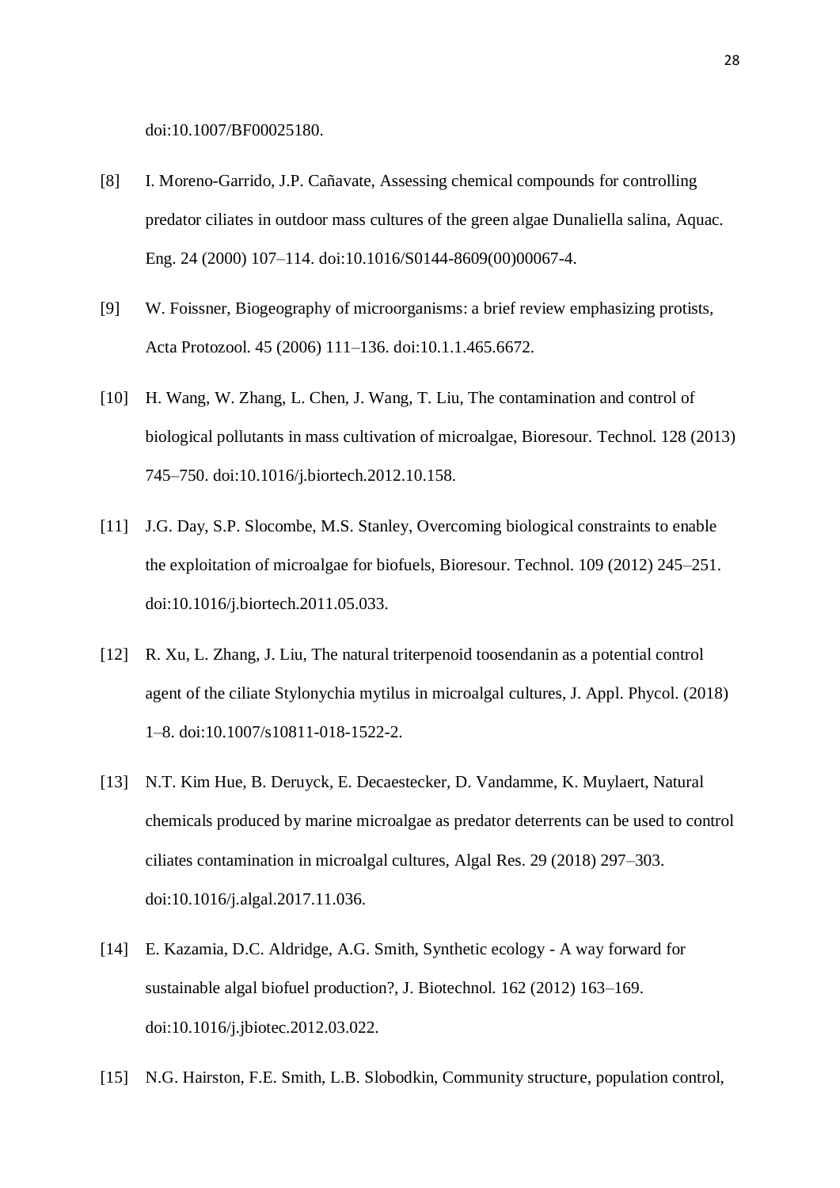doi:10.1007/BF00025180.

[8] I. Moreno-Garrido, J.P. Cañavate, Assessing chemical compounds for controlling predator ciliates in outdoor mass cultures of the green algae Dunaliella salina, Aquac. Eng. 24 (2000) 107–114. doi:10.1016/S0144-8609(00)00067-4.

[9] W. Foissner, Biogeography of microorganisms: a brief review emphasizing protists, Acta Protozool. 45 (2006) 111–136. doi:10.1.1.465.6672.

[10] H. Wang, W. Zhang, L. Chen, J. Wang, T. Liu, The contamination and control of biological pollutants in mass cultivation of microalgae, Bioresour. Technol. 128 (2013) 745–750. doi:10.1016/j.biortech.2012.10.158.

[11] J.G. Day, S.P. Slocombe, M.S. Stanley, Overcoming biological constraints to enable the exploitation of microalgae for biofuels, Bioresour. Technol. 109 (2012) 245–251. doi:10.1016/j.biortech.2011.05.033.

[12] R. Xu, L. Zhang, J. Liu, The natural triterpenoid toosendanin as a potential control agent of the ciliate Stylonychia mytilus in microalgal cultures, J. Appl. Phycol. (2018) 1–8. doi:10.1007/s10811-018-1522-2.

[13] N.T. Kim Hue, B. Deruyck, E. Decaestecker, D. Vandamme, K. Muylaert, Natural chemicals produced by marine microalgae as predator deterrents can be used to control ciliates contamination in microalgal cultures, Algal Res. 29 (2018) 297–303. doi:10.1016/j.algal.2017.11.036.

[14] E. Kazamia, D.C. Aldridge, A.G. Smith, Synthetic ecology - A way forward for sustainable algal biofuel production?, J. Biotechnol. 162 (2012) 163–169. doi:10.1016/j.jbiotec.2012.03.022.

[15] N.G. Hairston, F.E. Smith, L.B. Slobodkin, Community structure, population control,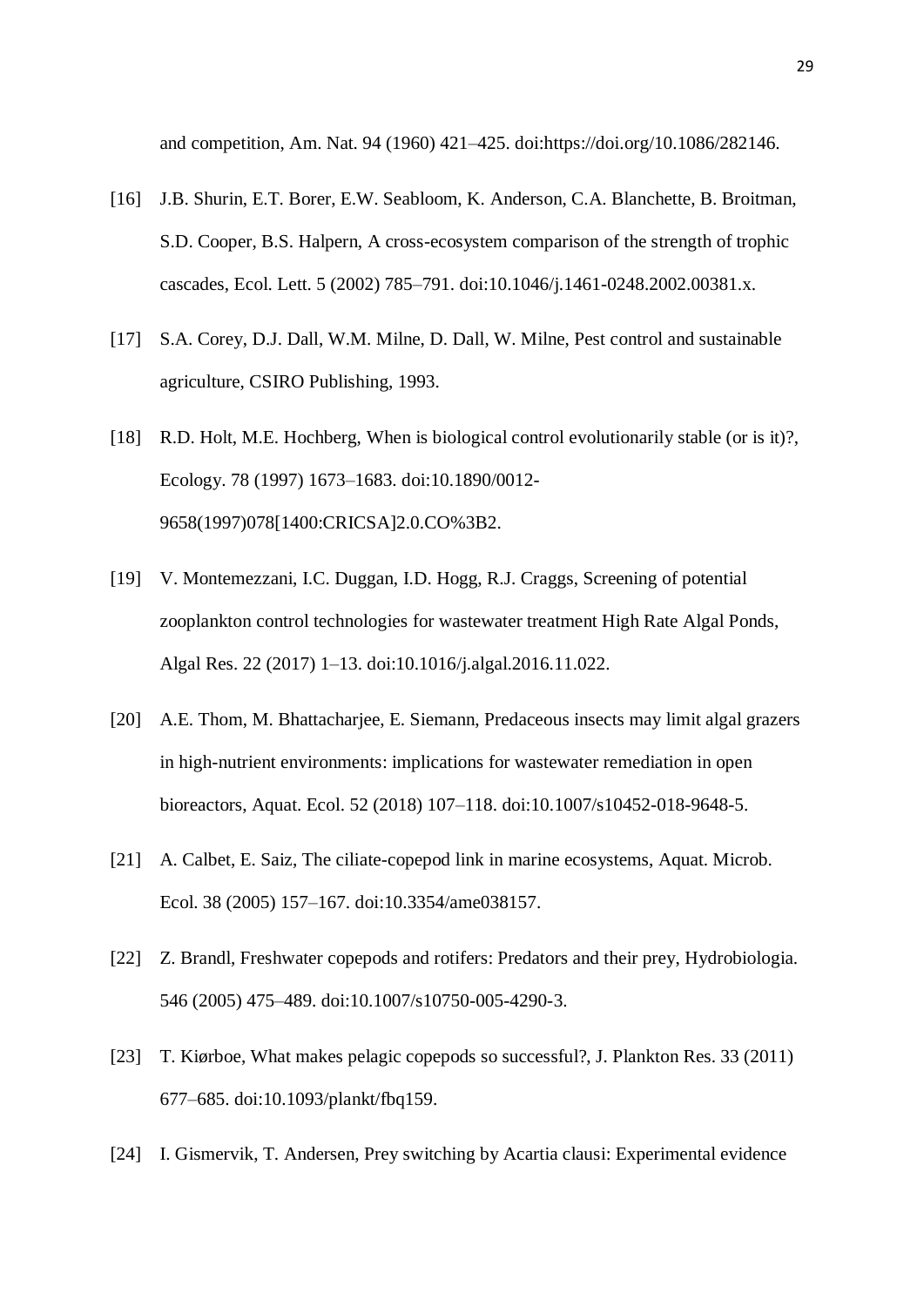and competition, Am. Nat. 94 (1960) 421–425. doi:https://doi.org/10.1086/282146.

[16] J.B. Shurin, E.T. Borer, E.W. Seabloom, K. Anderson, C.A. Blanchette, B. Broitman, S.D. Cooper, B.S. Halpern, A cross-ecosystem comparison of the strength of trophic cascades, Ecol. Lett. 5 (2002) 785–791. doi:10.1046/j.1461-0248.2002.00381.x.

[17] S.A. Corey, D.J. Dall, W.M. Milne, D. Dall, W. Milne, Pest control and sustainable agriculture, CSIRO Publishing, 1993.

[18] R.D. Holt, M.E. Hochberg, When is biological control evolutionarily stable (or is it)?, Ecology. 78 (1997) 1673–1683. doi:10.1890/0012-9658(1997)078[1400:CRICSA]2.0.CO%3B2.

[19] V. Montemezzani, I.C. Duggan, I.D. Hogg, R.J. Craggs, Screening of potential zooplankton control technologies for wastewater treatment High Rate Algal Ponds, Algal Res. 22 (2017) 1–13. doi:10.1016/j.algal.2016.11.022.

[20] A.E. Thom, M. Bhattacharjee, E. Siemann, Predaceous insects may limit algal grazers in high-nutrient environments: implications for wastewater remediation in open bioreactors, Aquat. Ecol. 52 (2018) 107–118. doi:10.1007/s10452-018-9648-5.

[21] A. Calbet, E. Saiz, The ciliate-copepod link in marine ecosystems, Aquat. Microb. Ecol. 38 (2005) 157–167. doi:10.3354/ame038157.

[22] Z. Brandl, Freshwater copepods and rotifers: Predators and their prey, Hydrobiologia. 546 (2005) 475–489. doi:10.1007/s10750-005-4290-3.

[23] T. Kiørboe, What makes pelagic copepods so successful?, J. Plankton Res. 33 (2011) 677–685. doi:10.1093/plankt/fbq159.

[24] I. Gismervik, T. Andersen, Prey switching by Acartia clausi: Experimental evidence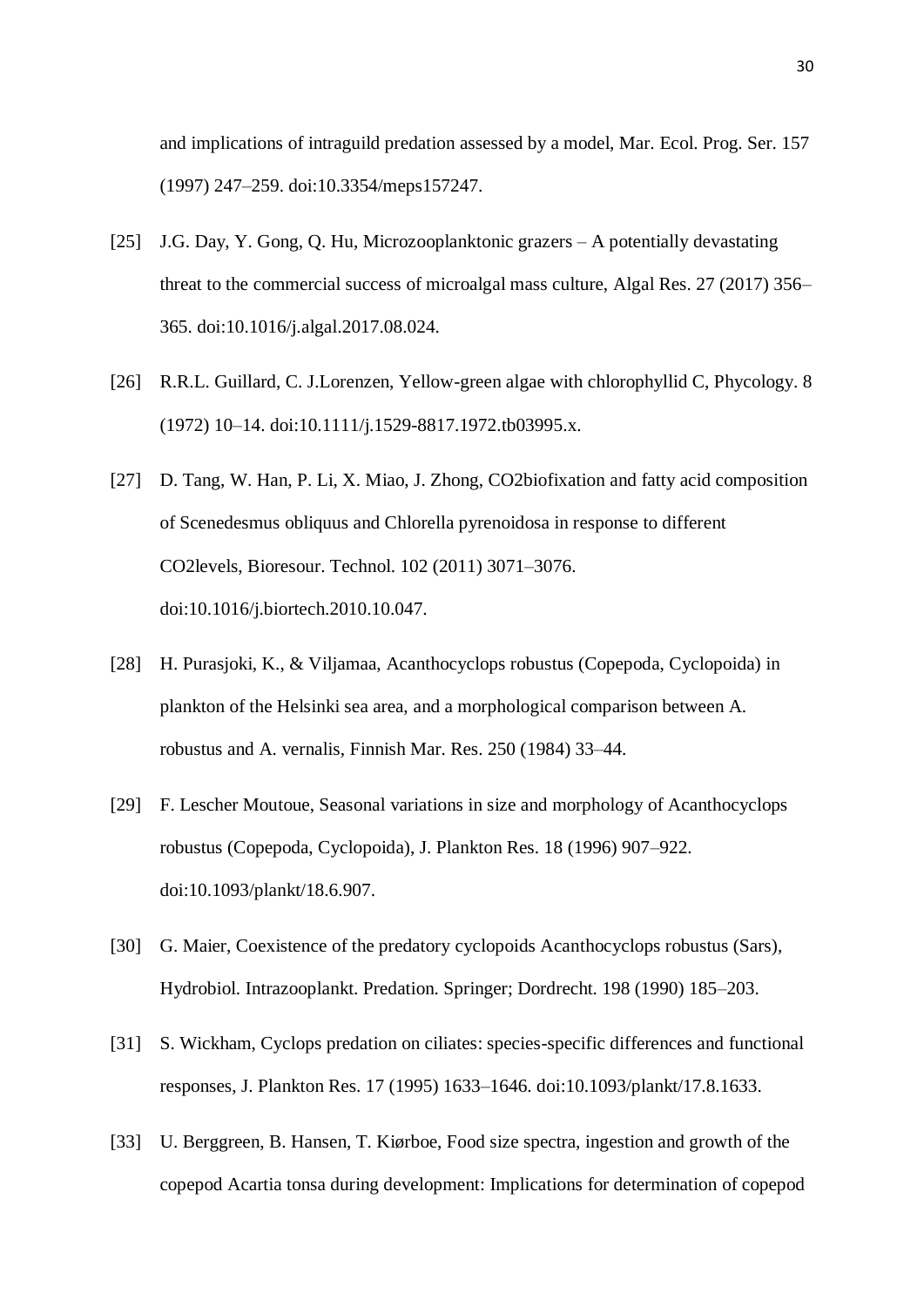and implications of intraguild predation assessed by a model, Mar. Ecol. Prog. Ser. 157 (1997) 247–259. doi:10.3354/meps157247.

[25] J.G. Day, Y. Gong, Q. Hu, Microzooplanktonic grazers – A potentially devastating threat to the commercial success of microalgal mass culture, Algal Res. 27 (2017) 356–365. doi:10.1016/j.algal.2017.08.024.

[26] R.R.L. Guillard, C. J.Lorenzen, Yellow-green algae with chlorophyllid C, Phycology. 8 (1972) 10–14. doi:10.1111/j.1529-8817.1972.tb03995.x.

[27] D. Tang, W. Han, P. Li, X. Miao, J. Zhong, CO2biofixation and fatty acid composition of Scenedesmus obliquus and Chlorella pyrenoidosa in response to different CO2levels, Bioresour. Technol. 102 (2011) 3071–3076. doi:10.1016/j.biortech.2010.10.047.

[28] H. Purasjoki, K., & Viljamaa, Acanthocyclops robustus (Copepoda, Cyclopoida) in plankton of the Helsinki sea area, and a morphological comparison between A. robustus and A. vernalis, Finnish Mar. Res. 250 (1984) 33–44.

[29] F. Lescher Moutoue, Seasonal variations in size and morphology of Acanthocyclops robustus (Copepoda, Cyclopoida), J. Plankton Res. 18 (1996) 907–922. doi:10.1093/plankt/18.6.907.

[30] G. Maier, Coexistence of the predatory cyclopoids Acanthocyclops robustus (Sars), Hydrobiol. Intrazooplankt. Predation. Springer; Dordrecht. 198 (1990) 185–203.

[31] S. Wickham, Cyclops predation on ciliates: species-specific differences and functional responses, J. Plankton Res. 17 (1995) 1633–1646. doi:10.1093/plankt/17.8.1633.

[33] U. Berggreen, B. Hansen, T. Kiørboe, Food size spectra, ingestion and growth of the copepod Acartia tonsa during development: Implications for determination of copepod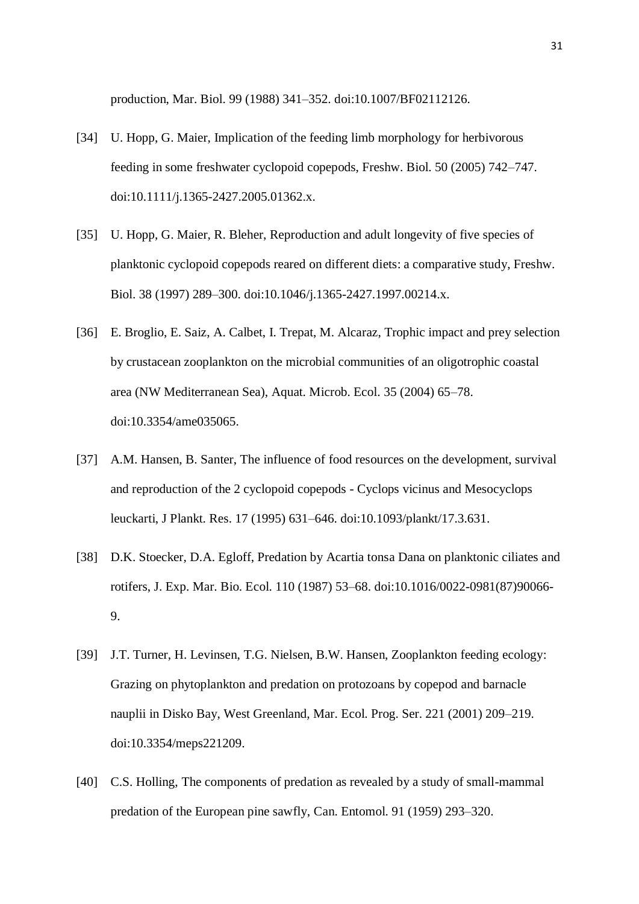production, Mar. Biol. 99 (1988) 341–352. doi:10.1007/BF02112126.

[34] U. Hopp, G. Maier, Implication of the feeding limb morphology for herbivorous feeding in some freshwater cyclopoid copepods, Freshw. Biol. 50 (2005) 742–747. doi:10.1111/j.1365-2427.2005.01362.x.

[35] U. Hopp, G. Maier, R. Bleher, Reproduction and adult longevity of five species of planktonic cyclopoid copepods reared on different diets: a comparative study, Freshw. Biol. 38 (1997) 289–300. doi:10.1046/j.1365-2427.1997.00214.x.

[36] E. Broglio, E. Saiz, A. Calbet, I. Trepat, M. Alcaraz, Trophic impact and prey selection by crustacean zooplankton on the microbial communities of an oligotrophic coastal area (NW Mediterranean Sea), Aquat. Microb. Ecol. 35 (2004) 65–78. doi:10.3354/ame035065.

[37] A.M. Hansen, B. Santer, The influence of food resources on the development, survival and reproduction of the 2 cyclopoid copepods - Cyclops vicinus and Mesocyclops leuckarti, J Plankt. Res. 17 (1995) 631–646. doi:10.1093/plankt/17.3.631.

[38] D.K. Stoecker, D.A. Egloff, Predation by Acartia tonsa Dana on planktonic ciliates and rotifers, J. Exp. Mar. Bio. Ecol. 110 (1987) 53–68. doi:10.1016/0022-0981(87)90066-9.

[39] J.T. Turner, H. Levinsen, T.G. Nielsen, B.W. Hansen, Zooplankton feeding ecology: Grazing on phytoplankton and predation on protozoans by copepod and barnacle nauplii in Disko Bay, West Greenland, Mar. Ecol. Prog. Ser. 221 (2001) 209–219. doi:10.3354/meps221209.

[40] C.S. Holling, The components of predation as revealed by a study of small-mammal predation of the European pine sawfly, Can. Entomol. 91 (1959) 293–320.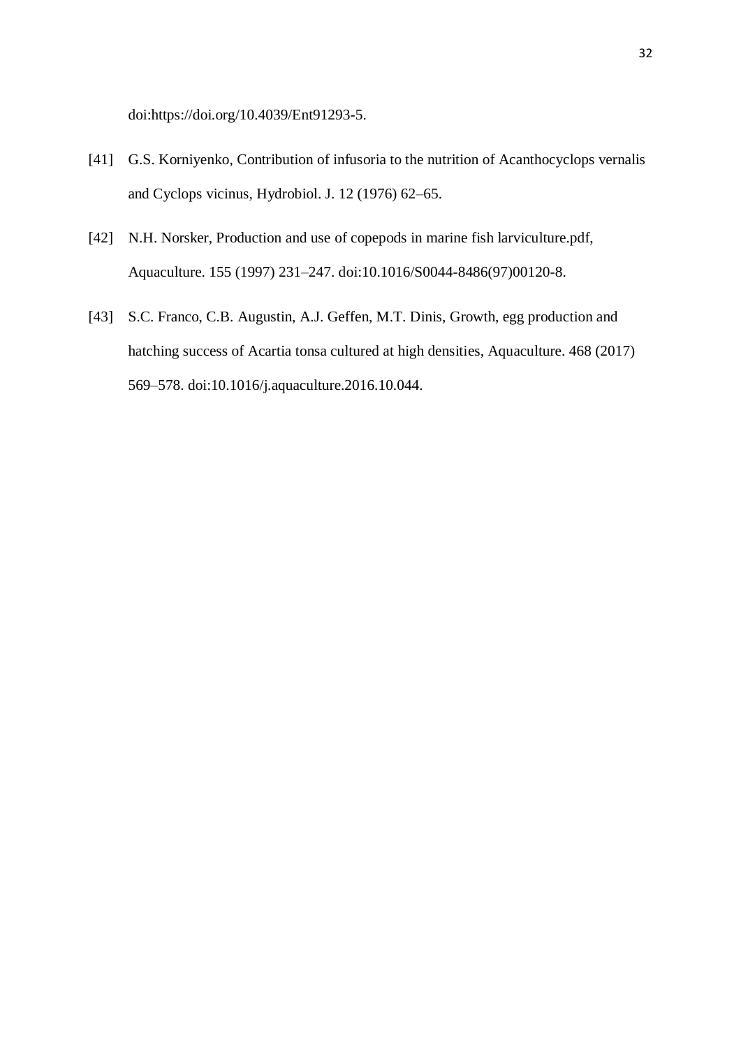doi:https://doi.org/10.4039/Ent91293-5.

[41] G.S. Korniyenko, Contribution of infusoria to the nutrition of Acanthocyclops vernalis and Cyclops vicinus, Hydrobiol. J. 12 (1976) 62–65.

[42] N.H. Norsker, Production and use of copepods in marine fish larviculture.pdf, Aquaculture. 155 (1997) 231–247. doi:10.1016/S0044-8486(97)00120-8.

[43] S.C. Franco, C.B. Augustin, A.J. Geffen, M.T. Dinis, Growth, egg production and hatching success of Acartia tonsa cultured at high densities, Aquaculture. 468 (2017) 569–578. doi:10.1016/j.aquaculture.2016.10.044.